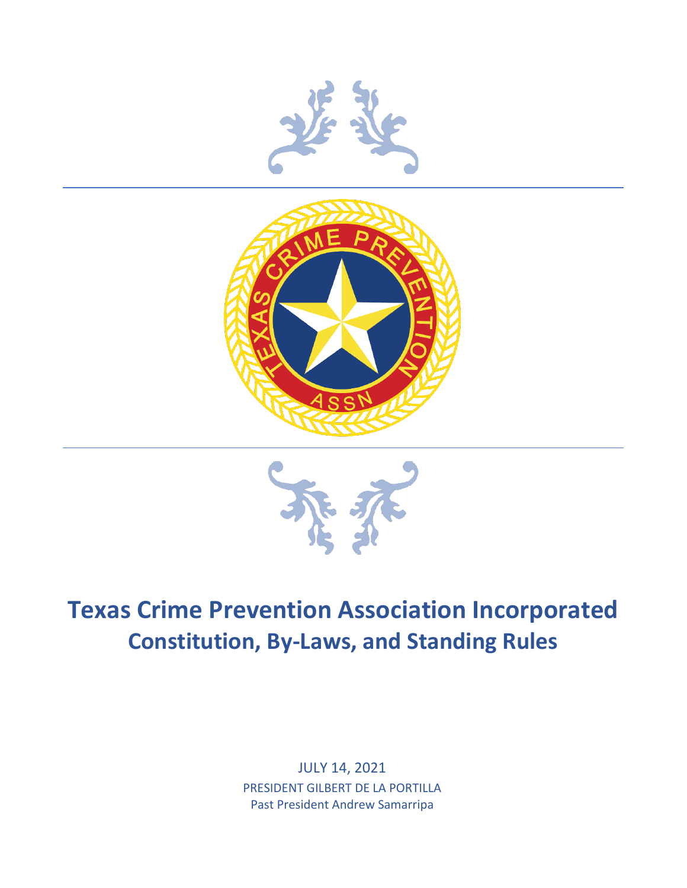# Texas Crime Prevention Association Incorporated

## Constitution, By-Laws, and Standing Rules

JULY 14, 2021

PRESIDENT GILBERT DE LA PORTILLA

Past President Andrew Samarripa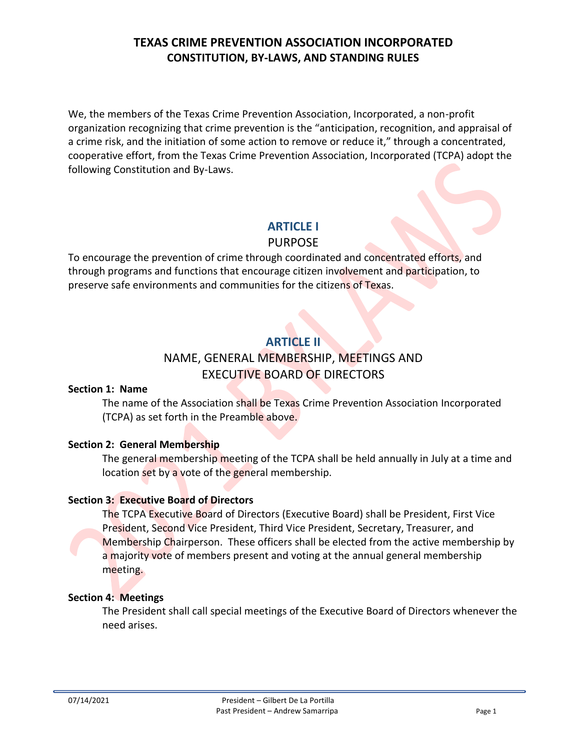# TEXAS CRIME PREVENTION ASSOCIATION INCORPORATED
## CONSTITUTION, BY-LAWS, AND STANDING RULES

We, the members of the Texas Crime Prevention Association, Incorporated, a non-profit organization recognizing that crime prevention is the "anticipation, recognition, and appraisal of a crime risk, and the initiation of some action to remove or reduce it," through a concentrated, cooperative effort, from the Texas Crime Prevention Association, Incorporated (TCPA) adopt the following Constitution and By-Laws.

## ARTICLE I
### PURPOSE

To encourage the prevention of crime through coordinated and concentrated efforts, and through programs and functions that encourage citizen involvement and participation, to preserve safe environments and communities for the citizens of Texas.

## ARTICLE II
### NAME, GENERAL MEMBERSHIP, MEETINGS AND EXECUTIVE BOARD OF DIRECTORS

**Section 1: Name**

The name of the Association shall be Texas Crime Prevention Association Incorporated (TCPA) as set forth in the Preamble above.

**Section 2: General Membership**

The general membership meeting of the TCPA shall be held annually in July at a time and location set by a vote of the general membership.

**Section 3: Executive Board of Directors**

The TCPA Executive Board of Directors (Executive Board) shall be President, First Vice President, Second Vice President, Third Vice President, Secretary, Treasurer, and Membership Chairperson. These officers shall be elected from the active membership by a majority vote of members present and voting at the annual general membership meeting.

**Section 4: Meetings**

The President shall call special meetings of the Executive Board of Directors whenever the need arises.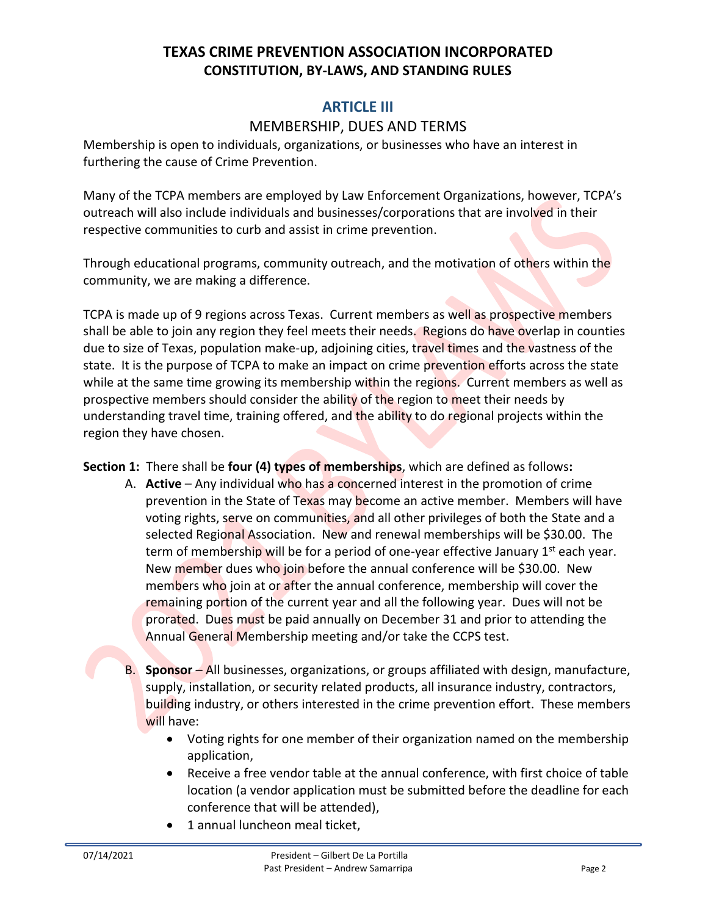# TEXAS CRIME PREVENTION ASSOCIATION INCORPORATED
## CONSTITUTION, BY-LAWS, AND STANDING RULES

## ARTICLE III

### MEMBERSHIP, DUES AND TERMS

Membership is open to individuals, organizations, or businesses who have an interest in furthering the cause of Crime Prevention.

Many of the TCPA members are employed by Law Enforcement Organizations, however, TCPA's outreach will also include individuals and businesses/corporations that are involved in their respective communities to curb and assist in crime prevention.

Through educational programs, community outreach, and the motivation of others within the community, we are making a difference.

TCPA is made up of 9 regions across Texas. Current members as well as prospective members shall be able to join any region they feel meets their needs. Regions do have overlap in counties due to size of Texas, population make-up, adjoining cities, travel times and the vastness of the state. It is the purpose of TCPA to make an impact on crime prevention efforts across the state while at the same time growing its membership within the regions. Current members as well as prospective members should consider the ability of the region to meet their needs by understanding travel time, training offered, and the ability to do regional projects within the region they have chosen.

**Section 1:** There shall be **four (4) types of memberships**, which are defined as follows**:**

A. **Active** – Any individual who has a concerned interest in the promotion of crime prevention in the State of Texas may become an active member. Members will have voting rights, serve on communities, and all other privileges of both the State and a selected Regional Association. New and renewal memberships will be $30.00. The term of membership will be for a period of one-year effective January 1st each year. New member dues who join before the annual conference will be $30.00. New members who join at or after the annual conference, membership will cover the remaining portion of the current year and all the following year. Dues will not be prorated. Dues must be paid annually on December 31 and prior to attending the Annual General Membership meeting and/or take the CCPS test.

B. **Sponsor** – All businesses, organizations, or groups affiliated with design, manufacture, supply, installation, or security related products, all insurance industry, contractors, building industry, or others interested in the crime prevention effort. These members will have:
   - Voting rights for one member of their organization named on the membership application,
   - Receive a free vendor table at the annual conference, with first choice of table location (a vendor application must be submitted before the deadline for each conference that will be attended),
   - 1 annual luncheon meal ticket,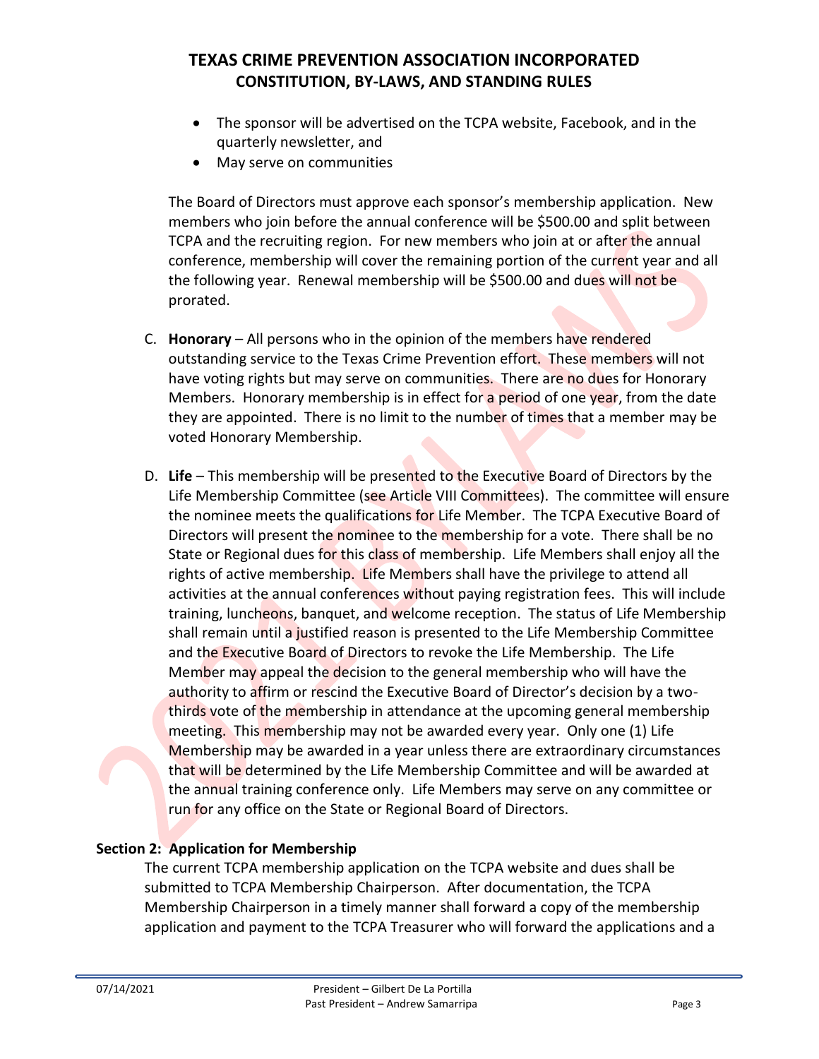- The sponsor will be advertised on the TCPA website, Facebook, and in the quarterly newsletter, and
- May serve on communities

The Board of Directors must approve each sponsor's membership application. New members who join before the annual conference will be $500.00 and split between TCPA and the recruiting region. For new members who join at or after the annual conference, membership will cover the remaining portion of the current year and all the following year. Renewal membership will be $500.00 and dues will not be prorated.

C. **Honorary** – All persons who in the opinion of the members have rendered outstanding service to the Texas Crime Prevention effort. These members will not have voting rights but may serve on communities. There are no dues for Honorary Members. Honorary membership is in effect for a period of one year, from the date they are appointed. There is no limit to the number of times that a member may be voted Honorary Membership.

D. **Life** – This membership will be presented to the Executive Board of Directors by the Life Membership Committee (see Article VIII Committees). The committee will ensure the nominee meets the qualifications for Life Member. The TCPA Executive Board of Directors will present the nominee to the membership for a vote. There shall be no State or Regional dues for this class of membership. Life Members shall enjoy all the rights of active membership. Life Members shall have the privilege to attend all activities at the annual conferences without paying registration fees. This will include training, luncheons, banquet, and welcome reception. The status of Life Membership shall remain until a justified reason is presented to the Life Membership Committee and the Executive Board of Directors to revoke the Life Membership. The Life Member may appeal the decision to the general membership who will have the authority to affirm or rescind the Executive Board of Director's decision by a two-thirds vote of the membership in attendance at the upcoming general membership meeting. This membership may not be awarded every year. Only one (1) Life Membership may be awarded in a year unless there are extraordinary circumstances that will be determined by the Life Membership Committee and will be awarded at the annual training conference only. Life Members may serve on any committee or run for any office on the State or Regional Board of Directors.

### Section 2: Application for Membership

The current TCPA membership application on the TCPA website and dues shall be submitted to TCPA Membership Chairperson. After documentation, the TCPA Membership Chairperson in a timely manner shall forward a copy of the membership application and payment to the TCPA Treasurer who will forward the applications and a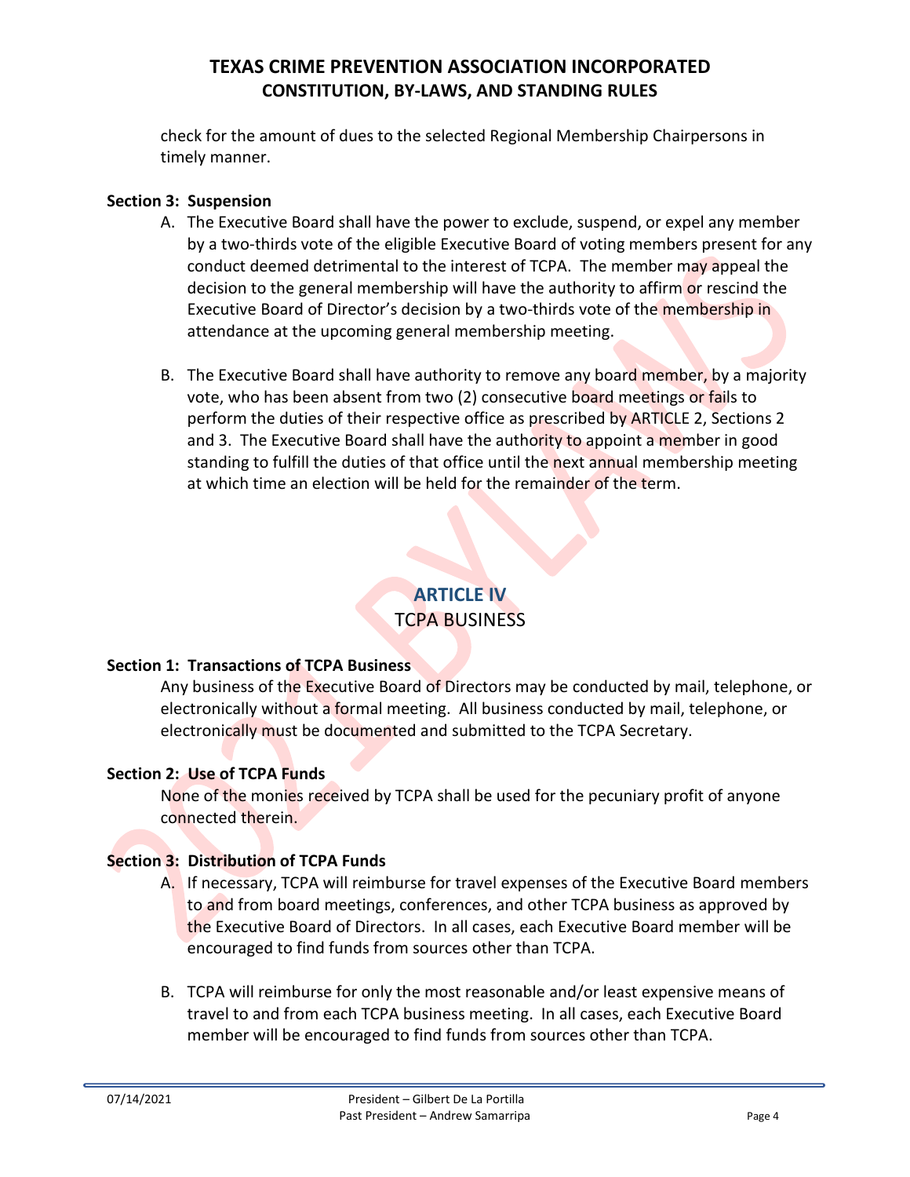check for the amount of dues to the selected Regional Membership Chairpersons in timely manner.

**Section 3: Suspension**

A. The Executive Board shall have the power to exclude, suspend, or expel any member by a two-thirds vote of the eligible Executive Board of voting members present for any conduct deemed detrimental to the interest of TCPA. The member may appeal the decision to the general membership will have the authority to affirm or rescind the Executive Board of Director's decision by a two-thirds vote of the membership in attendance at the upcoming general membership meeting.

B. The Executive Board shall have authority to remove any board member, by a majority vote, who has been absent from two (2) consecutive board meetings or fails to perform the duties of their respective office as prescribed by ARTICLE 2, Sections 2 and 3. The Executive Board shall have the authority to appoint a member in good standing to fulfill the duties of that office until the next annual membership meeting at which time an election will be held for the remainder of the term.

## ARTICLE IV
## TCPA BUSINESS

**Section 1: Transactions of TCPA Business**

Any business of the Executive Board of Directors may be conducted by mail, telephone, or electronically without a formal meeting. All business conducted by mail, telephone, or electronically must be documented and submitted to the TCPA Secretary.

**Section 2: Use of TCPA Funds**

None of the monies received by TCPA shall be used for the pecuniary profit of anyone connected therein.

**Section 3: Distribution of TCPA Funds**

A. If necessary, TCPA will reimburse for travel expenses of the Executive Board members to and from board meetings, conferences, and other TCPA business as approved by the Executive Board of Directors. In all cases, each Executive Board member will be encouraged to find funds from sources other than TCPA.

B. TCPA will reimburse for only the most reasonable and/or least expensive means of travel to and from each TCPA business meeting. In all cases, each Executive Board member will be encouraged to find funds from sources other than TCPA.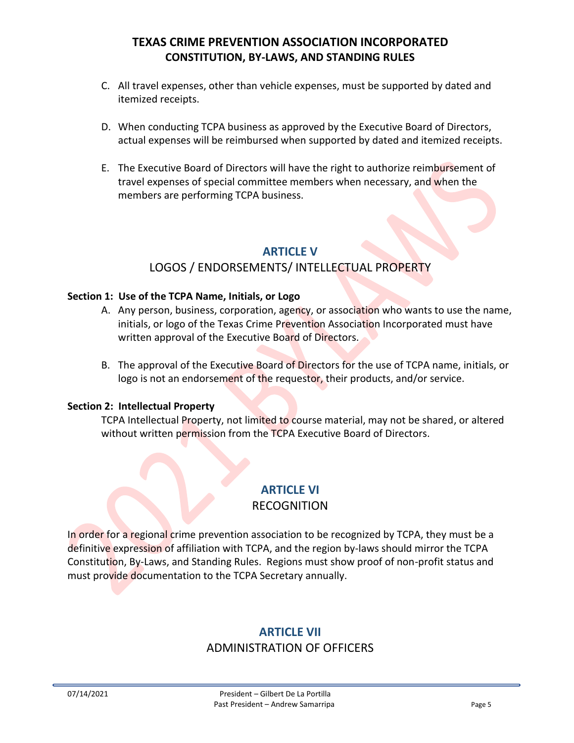C. All travel expenses, other than vehicle expenses, must be supported by dated and itemized receipts.

D. When conducting TCPA business as approved by the Executive Board of Directors, actual expenses will be reimbursed when supported by dated and itemized receipts.

E. The Executive Board of Directors will have the right to authorize reimbursement of travel expenses of special committee members when necessary, and when the members are performing TCPA business.

## ARTICLE V

LOGOS / ENDORSEMENTS/ INTELLECTUAL PROPERTY

**Section 1: Use of the TCPA Name, Initials, or Logo**

A. Any person, business, corporation, agency, or association who wants to use the name, initials, or logo of the Texas Crime Prevention Association Incorporated must have written approval of the Executive Board of Directors.

B. The approval of the Executive Board of Directors for the use of TCPA name, initials, or logo is not an endorsement of the requestor, their products, and/or service.

**Section 2: Intellectual Property**

TCPA Intellectual Property, not limited to course material, may not be shared, or altered without written permission from the TCPA Executive Board of Directors.

## ARTICLE VI

RECOGNITION

In order for a regional crime prevention association to be recognized by TCPA, they must be a definitive expression of affiliation with TCPA, and the region by-laws should mirror the TCPA Constitution, By-Laws, and Standing Rules. Regions must show proof of non-profit status and must provide documentation to the TCPA Secretary annually.

## ARTICLE VII

ADMINISTRATION OF OFFICERS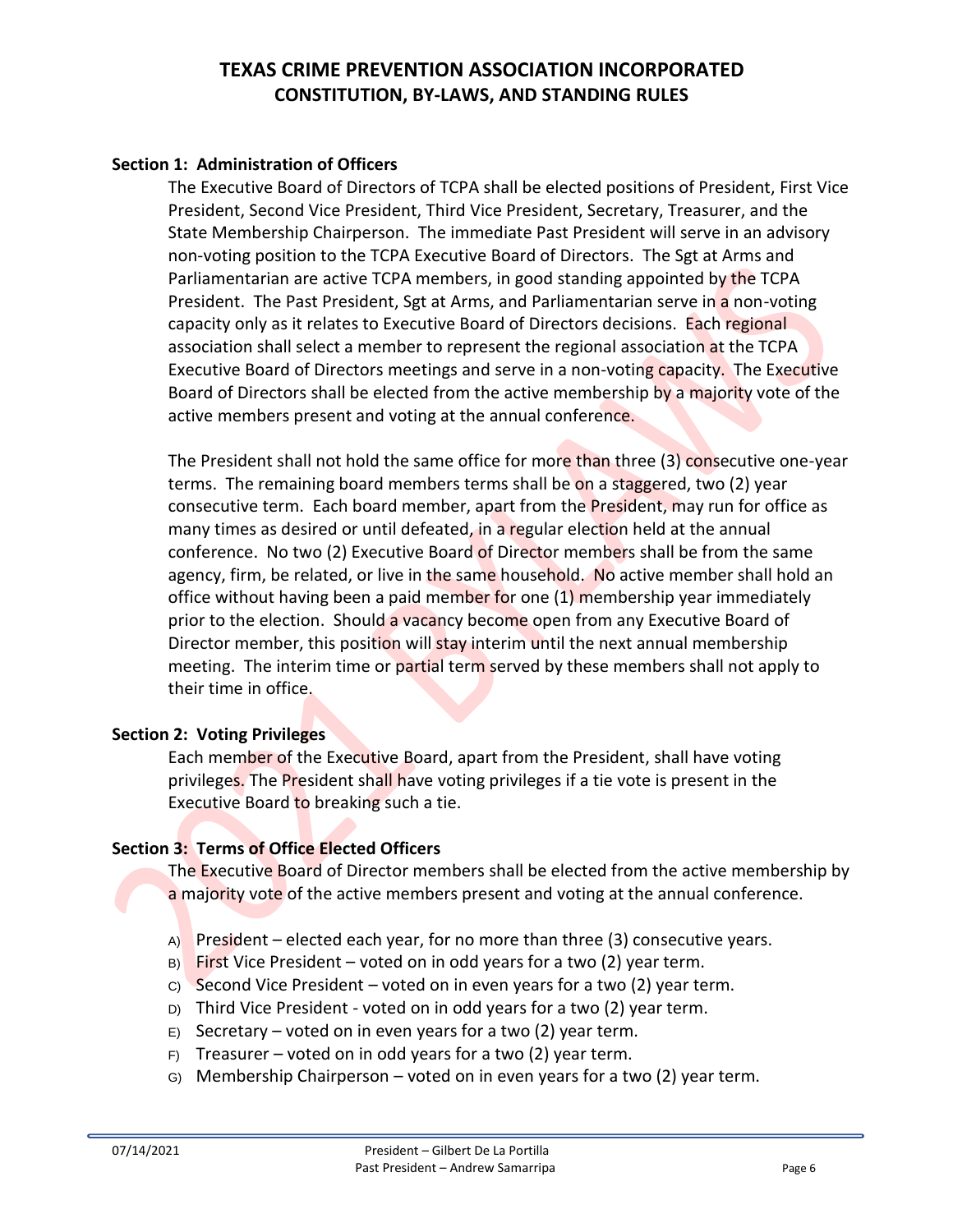## Section 1: Administration of Officers

The Executive Board of Directors of TCPA shall be elected positions of President, First Vice President, Second Vice President, Third Vice President, Secretary, Treasurer, and the State Membership Chairperson. The immediate Past President will serve in an advisory non-voting position to the TCPA Executive Board of Directors. The Sgt at Arms and Parliamentarian are active TCPA members, in good standing appointed by the TCPA President. The Past President, Sgt at Arms, and Parliamentarian serve in a non-voting capacity only as it relates to Executive Board of Directors decisions. Each regional association shall select a member to represent the regional association at the TCPA Executive Board of Directors meetings and serve in a non-voting capacity. The Executive Board of Directors shall be elected from the active membership by a majority vote of the active members present and voting at the annual conference.

The President shall not hold the same office for more than three (3) consecutive one-year terms. The remaining board members terms shall be on a staggered, two (2) year consecutive term. Each board member, apart from the President, may run for office as many times as desired or until defeated, in a regular election held at the annual conference. No two (2) Executive Board of Director members shall be from the same agency, firm, be related, or live in the same household. No active member shall hold an office without having been a paid member for one (1) membership year immediately prior to the election. Should a vacancy become open from any Executive Board of Director member, this position will stay interim until the next annual membership meeting. The interim time or partial term served by these members shall not apply to their time in office.

## Section 2: Voting Privileges

Each member of the Executive Board, apart from the President, shall have voting privileges. The President shall have voting privileges if a tie vote is present in the Executive Board to breaking such a tie.

## Section 3: Terms of Office Elected Officers

The Executive Board of Director members shall be elected from the active membership by a majority vote of the active members present and voting at the annual conference.

A) President – elected each year, for no more than three (3) consecutive years.
B) First Vice President – voted on in odd years for a two (2) year term.
C) Second Vice President – voted on in even years for a two (2) year term.
D) Third Vice President - voted on in odd years for a two (2) year term.
E) Secretary – voted on in even years for a two (2) year term.
F) Treasurer – voted on in odd years for a two (2) year term.
G) Membership Chairperson – voted on in even years for a two (2) year term.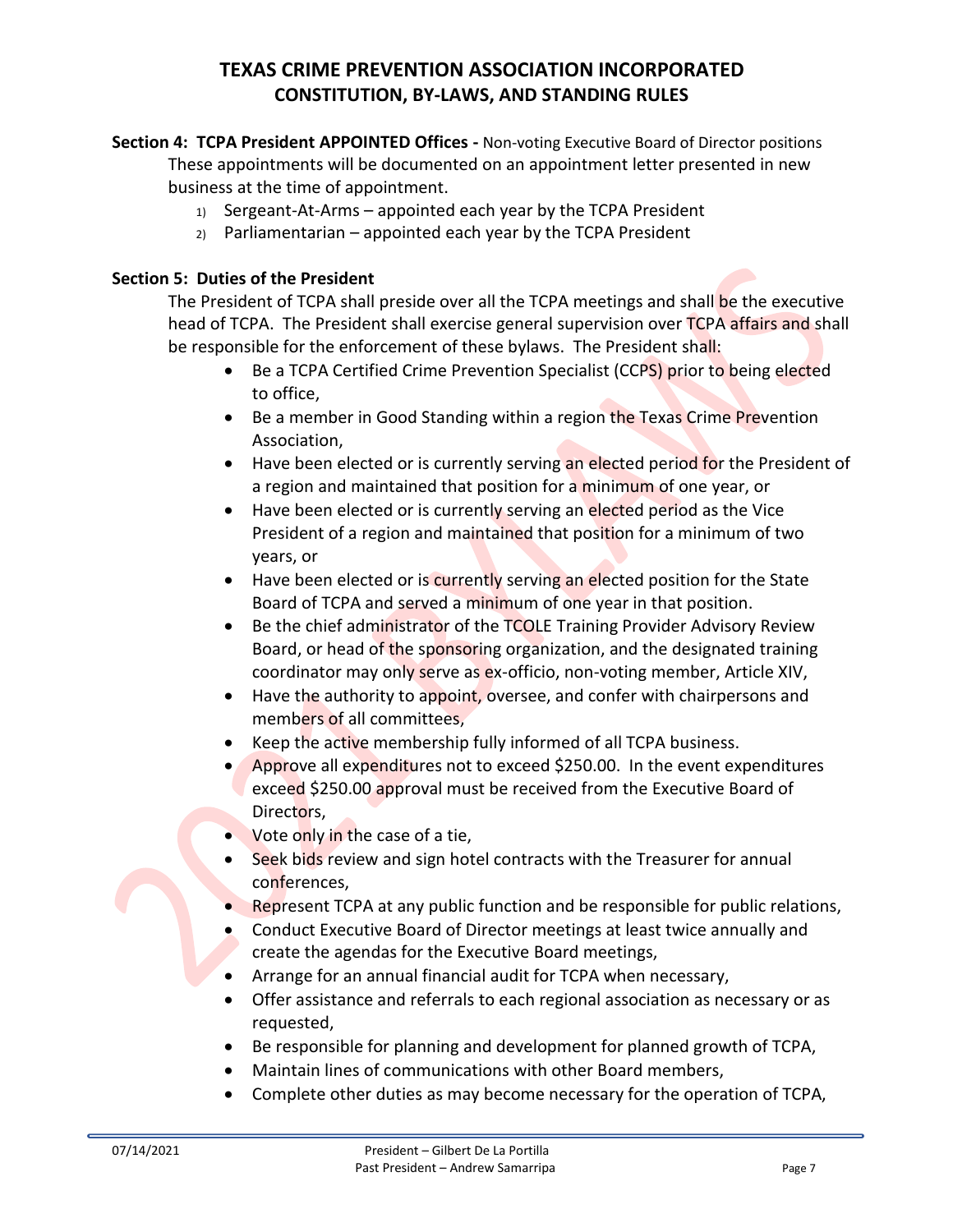**Section 4: TCPA President APPOINTED Offices -** Non-voting Executive Board of Director positions

These appointments will be documented on an appointment letter presented in new business at the time of appointment.

1) Sergeant-At-Arms – appointed each year by the TCPA President
2) Parliamentarian – appointed each year by the TCPA President

**Section 5: Duties of the President**

The President of TCPA shall preside over all the TCPA meetings and shall be the executive head of TCPA. The President shall exercise general supervision over TCPA affairs and shall be responsible for the enforcement of these bylaws. The President shall:

- Be a TCPA Certified Crime Prevention Specialist (CCPS) prior to being elected to office,
- Be a member in Good Standing within a region the Texas Crime Prevention Association,
- Have been elected or is currently serving an elected period for the President of a region and maintained that position for a minimum of one year, or
- Have been elected or is currently serving an elected period as the Vice President of a region and maintained that position for a minimum of two years, or
- Have been elected or is currently serving an elected position for the State Board of TCPA and served a minimum of one year in that position.
- Be the chief administrator of the TCOLE Training Provider Advisory Review Board, or head of the sponsoring organization, and the designated training coordinator may only serve as ex-officio, non-voting member, Article XIV,
- Have the authority to appoint, oversee, and confer with chairpersons and members of all committees,
- Keep the active membership fully informed of all TCPA business.
- Approve all expenditures not to exceed $250.00. In the event expenditures exceed $250.00 approval must be received from the Executive Board of Directors,
- Vote only in the case of a tie,
- Seek bids review and sign hotel contracts with the Treasurer for annual conferences,
- Represent TCPA at any public function and be responsible for public relations,
- Conduct Executive Board of Director meetings at least twice annually and create the agendas for the Executive Board meetings,
- Arrange for an annual financial audit for TCPA when necessary,
- Offer assistance and referrals to each regional association as necessary or as requested,
- Be responsible for planning and development for planned growth of TCPA,
- Maintain lines of communications with other Board members,
- Complete other duties as may become necessary for the operation of TCPA,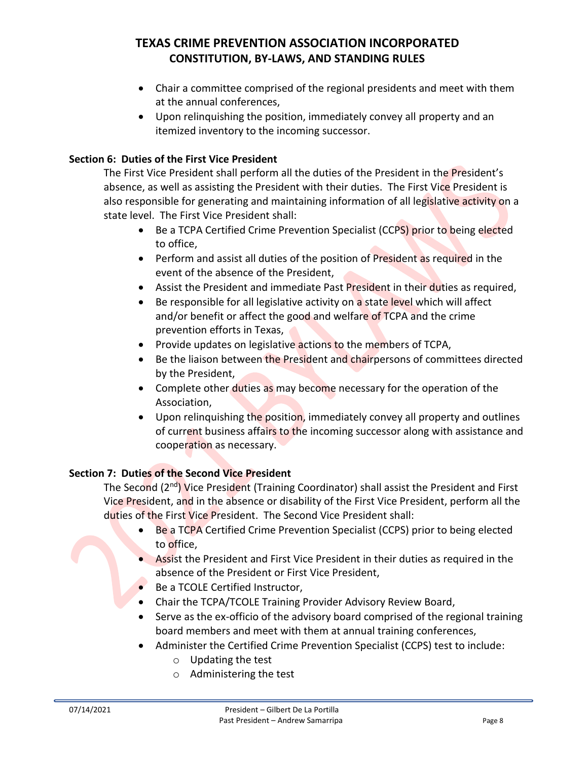- Chair a committee comprised of the regional presidents and meet with them at the annual conferences,
- Upon relinquishing the position, immediately convey all property and an itemized inventory to the incoming successor.

**Section 6: Duties of the First Vice President**

The First Vice President shall perform all the duties of the President in the President's absence, as well as assisting the President with their duties. The First Vice President is also responsible for generating and maintaining information of all legislative activity on a state level. The First Vice President shall:

- Be a TCPA Certified Crime Prevention Specialist (CCPS) prior to being elected to office,
- Perform and assist all duties of the position of President as required in the event of the absence of the President,
- Assist the President and immediate Past President in their duties as required,
- Be responsible for all legislative activity on a state level which will affect and/or benefit or affect the good and welfare of TCPA and the crime prevention efforts in Texas,
- Provide updates on legislative actions to the members of TCPA,
- Be the liaison between the President and chairpersons of committees directed by the President,
- Complete other duties as may become necessary for the operation of the Association,
- Upon relinquishing the position, immediately convey all property and outlines of current business affairs to the incoming successor along with assistance and cooperation as necessary.

**Section 7: Duties of the Second Vice President**

The Second (2nd) Vice President (Training Coordinator) shall assist the President and First Vice President, and in the absence or disability of the First Vice President, perform all the duties of the First Vice President. The Second Vice President shall:

- Be a TCPA Certified Crime Prevention Specialist (CCPS) prior to being elected to office,
- Assist the President and First Vice President in their duties as required in the absence of the President or First Vice President,
- Be a TCOLE Certified Instructor,
- Chair the TCPA/TCOLE Training Provider Advisory Review Board,
- Serve as the ex-officio of the advisory board comprised of the regional training board members and meet with them at annual training conferences,
- Administer the Certified Crime Prevention Specialist (CCPS) test to include:
  - Updating the test
  - Administering the test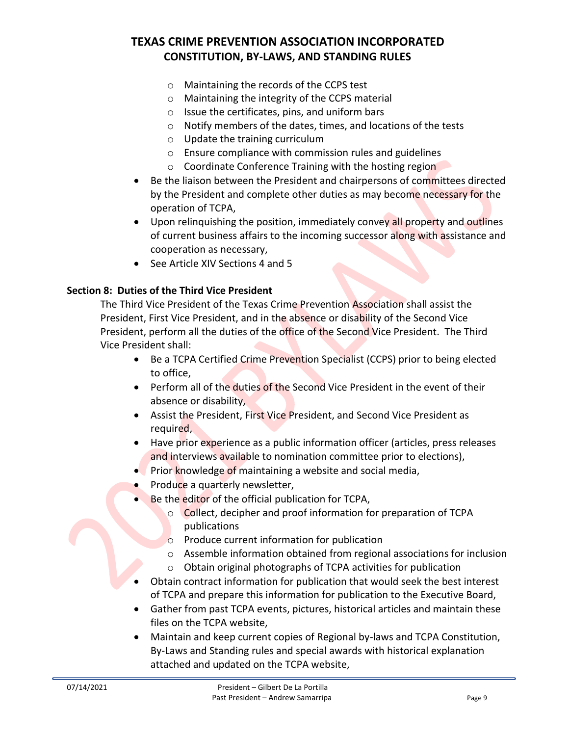- Maintaining the records of the CCPS test
    - Maintaining the integrity of the CCPS material
    - Issue the certificates, pins, and uniform bars
    - Notify members of the dates, times, and locations of the tests
    - Update the training curriculum
    - Ensure compliance with commission rules and guidelines
    - Coordinate Conference Training with the hosting region
- Be the liaison between the President and chairpersons of committees directed by the President and complete other duties as may become necessary for the operation of TCPA,
- Upon relinquishing the position, immediately convey all property and outlines of current business affairs to the incoming successor along with assistance and cooperation as necessary,
- See Article XIV Sections 4 and 5

**Section 8: Duties of the Third Vice President**

The Third Vice President of the Texas Crime Prevention Association shall assist the President, First Vice President, and in the absence or disability of the Second Vice President, perform all the duties of the office of the Second Vice President. The Third Vice President shall:

- Be a TCPA Certified Crime Prevention Specialist (CCPS) prior to being elected to office,
- Perform all of the duties of the Second Vice President in the event of their absence or disability,
- Assist the President, First Vice President, and Second Vice President as required,
- Have prior experience as a public information officer (articles, press releases and interviews available to nomination committee prior to elections),
- Prior knowledge of maintaining a website and social media,
- Produce a quarterly newsletter,
- Be the editor of the official publication for TCPA,
    - Collect, decipher and proof information for preparation of TCPA publications
    - Produce current information for publication
    - Assemble information obtained from regional associations for inclusion
    - Obtain original photographs of TCPA activities for publication
- Obtain contract information for publication that would seek the best interest of TCPA and prepare this information for publication to the Executive Board,
- Gather from past TCPA events, pictures, historical articles and maintain these files on the TCPA website,
- Maintain and keep current copies of Regional by-laws and TCPA Constitution, By-Laws and Standing rules and special awards with historical explanation attached and updated on the TCPA website,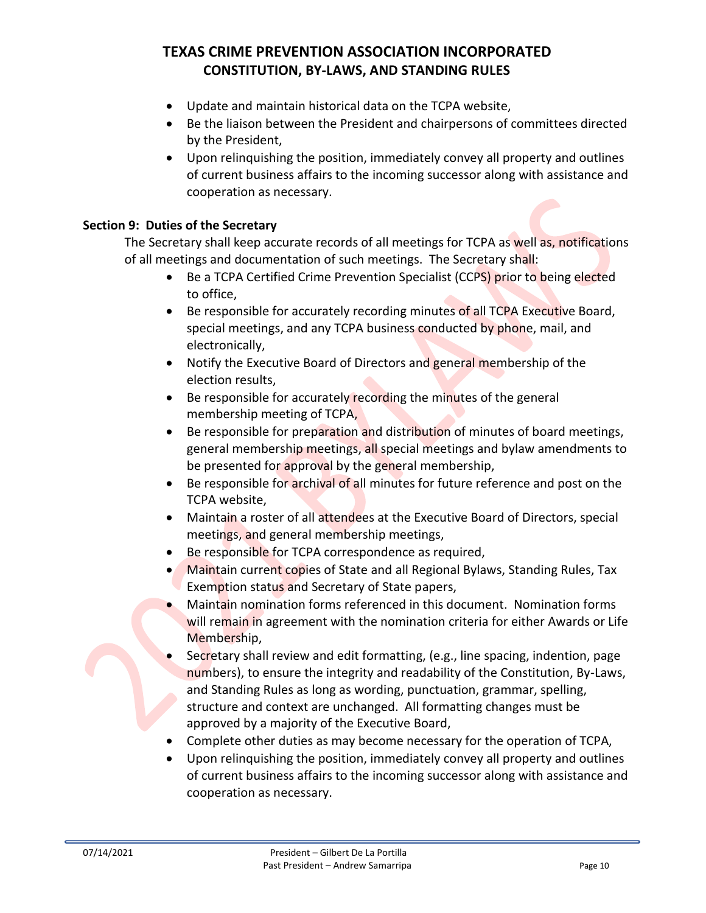- Update and maintain historical data on the TCPA website,
- Be the liaison between the President and chairpersons of committees directed by the President,
- Upon relinquishing the position, immediately convey all property and outlines of current business affairs to the incoming successor along with assistance and cooperation as necessary.

**Section 9: Duties of the Secretary**

The Secretary shall keep accurate records of all meetings for TCPA as well as, notifications of all meetings and documentation of such meetings. The Secretary shall:

- Be a TCPA Certified Crime Prevention Specialist (CCPS) prior to being elected to office,
- Be responsible for accurately recording minutes of all TCPA Executive Board, special meetings, and any TCPA business conducted by phone, mail, and electronically,
- Notify the Executive Board of Directors and general membership of the election results,
- Be responsible for accurately recording the minutes of the general membership meeting of TCPA,
- Be responsible for preparation and distribution of minutes of board meetings, general membership meetings, all special meetings and bylaw amendments to be presented for approval by the general membership,
- Be responsible for archival of all minutes for future reference and post on the TCPA website,
- Maintain a roster of all attendees at the Executive Board of Directors, special meetings, and general membership meetings,
- Be responsible for TCPA correspondence as required,
- Maintain current copies of State and all Regional Bylaws, Standing Rules, Tax Exemption status and Secretary of State papers,
- Maintain nomination forms referenced in this document. Nomination forms will remain in agreement with the nomination criteria for either Awards or Life Membership,
- Secretary shall review and edit formatting, (e.g., line spacing, indention, page numbers), to ensure the integrity and readability of the Constitution, By-Laws, and Standing Rules as long as wording, punctuation, grammar, spelling, structure and context are unchanged. All formatting changes must be approved by a majority of the Executive Board,
- Complete other duties as may become necessary for the operation of TCPA,
- Upon relinquishing the position, immediately convey all property and outlines of current business affairs to the incoming successor along with assistance and cooperation as necessary.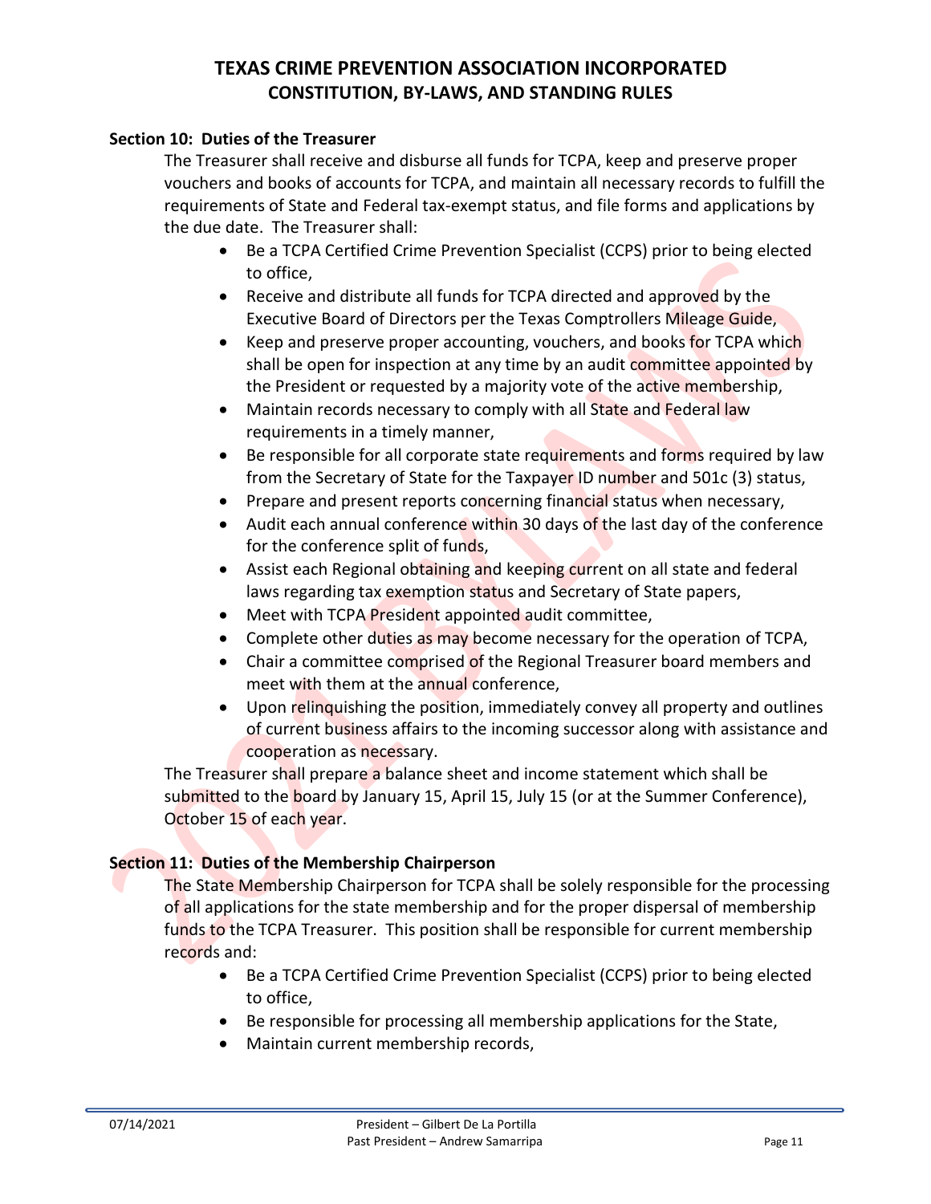### Section 10: Duties of the Treasurer

The Treasurer shall receive and disburse all funds for TCPA, keep and preserve proper vouchers and books of accounts for TCPA, and maintain all necessary records to fulfill the requirements of State and Federal tax-exempt status, and file forms and applications by the due date. The Treasurer shall:

- Be a TCPA Certified Crime Prevention Specialist (CCPS) prior to being elected to office,
- Receive and distribute all funds for TCPA directed and approved by the Executive Board of Directors per the Texas Comptrollers Mileage Guide,
- Keep and preserve proper accounting, vouchers, and books for TCPA which shall be open for inspection at any time by an audit committee appointed by the President or requested by a majority vote of the active membership,
- Maintain records necessary to comply with all State and Federal law requirements in a timely manner,
- Be responsible for all corporate state requirements and forms required by law from the Secretary of State for the Taxpayer ID number and 501c (3) status,
- Prepare and present reports concerning financial status when necessary,
- Audit each annual conference within 30 days of the last day of the conference for the conference split of funds,
- Assist each Regional obtaining and keeping current on all state and federal laws regarding tax exemption status and Secretary of State papers,
- Meet with TCPA President appointed audit committee,
- Complete other duties as may become necessary for the operation of TCPA,
- Chair a committee comprised of the Regional Treasurer board members and meet with them at the annual conference,
- Upon relinquishing the position, immediately convey all property and outlines of current business affairs to the incoming successor along with assistance and cooperation as necessary.

The Treasurer shall prepare a balance sheet and income statement which shall be submitted to the board by January 15, April 15, July 15 (or at the Summer Conference), October 15 of each year.

### Section 11: Duties of the Membership Chairperson

The State Membership Chairperson for TCPA shall be solely responsible for the processing of all applications for the state membership and for the proper dispersal of membership funds to the TCPA Treasurer. This position shall be responsible for current membership records and:

- Be a TCPA Certified Crime Prevention Specialist (CCPS) prior to being elected to office,
- Be responsible for processing all membership applications for the State,
- Maintain current membership records,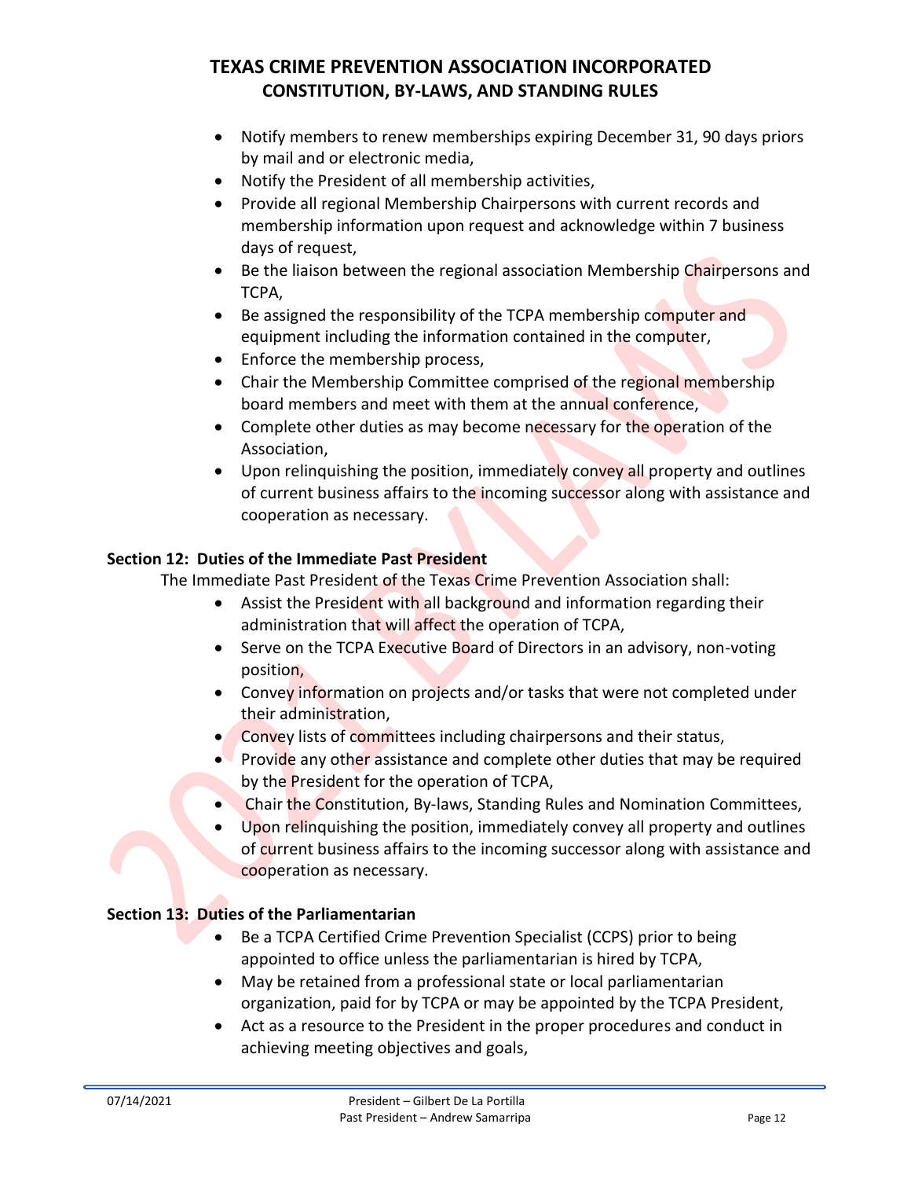- Notify members to renew memberships expiring December 31, 90 days priors by mail and or electronic media,
- Notify the President of all membership activities,
- Provide all regional Membership Chairpersons with current records and membership information upon request and acknowledge within 7 business days of request,
- Be the liaison between the regional association Membership Chairpersons and TCPA,
- Be assigned the responsibility of the TCPA membership computer and equipment including the information contained in the computer,
- Enforce the membership process,
- Chair the Membership Committee comprised of the regional membership board members and meet with them at the annual conference,
- Complete other duties as may become necessary for the operation of the Association,
- Upon relinquishing the position, immediately convey all property and outlines of current business affairs to the incoming successor along with assistance and cooperation as necessary.

**Section 12: Duties of the Immediate Past President**

The Immediate Past President of the Texas Crime Prevention Association shall:

- Assist the President with all background and information regarding their administration that will affect the operation of TCPA,
- Serve on the TCPA Executive Board of Directors in an advisory, non-voting position,
- Convey information on projects and/or tasks that were not completed under their administration,
- Convey lists of committees including chairpersons and their status,
- Provide any other assistance and complete other duties that may be required by the President for the operation of TCPA,
- Chair the Constitution, By-laws, Standing Rules and Nomination Committees,
- Upon relinquishing the position, immediately convey all property and outlines of current business affairs to the incoming successor along with assistance and cooperation as necessary.

**Section 13: Duties of the Parliamentarian**

- Be a TCPA Certified Crime Prevention Specialist (CCPS) prior to being appointed to office unless the parliamentarian is hired by TCPA,
- May be retained from a professional state or local parliamentarian organization, paid for by TCPA or may be appointed by the TCPA President,
- Act as a resource to the President in the proper procedures and conduct in achieving meeting objectives and goals,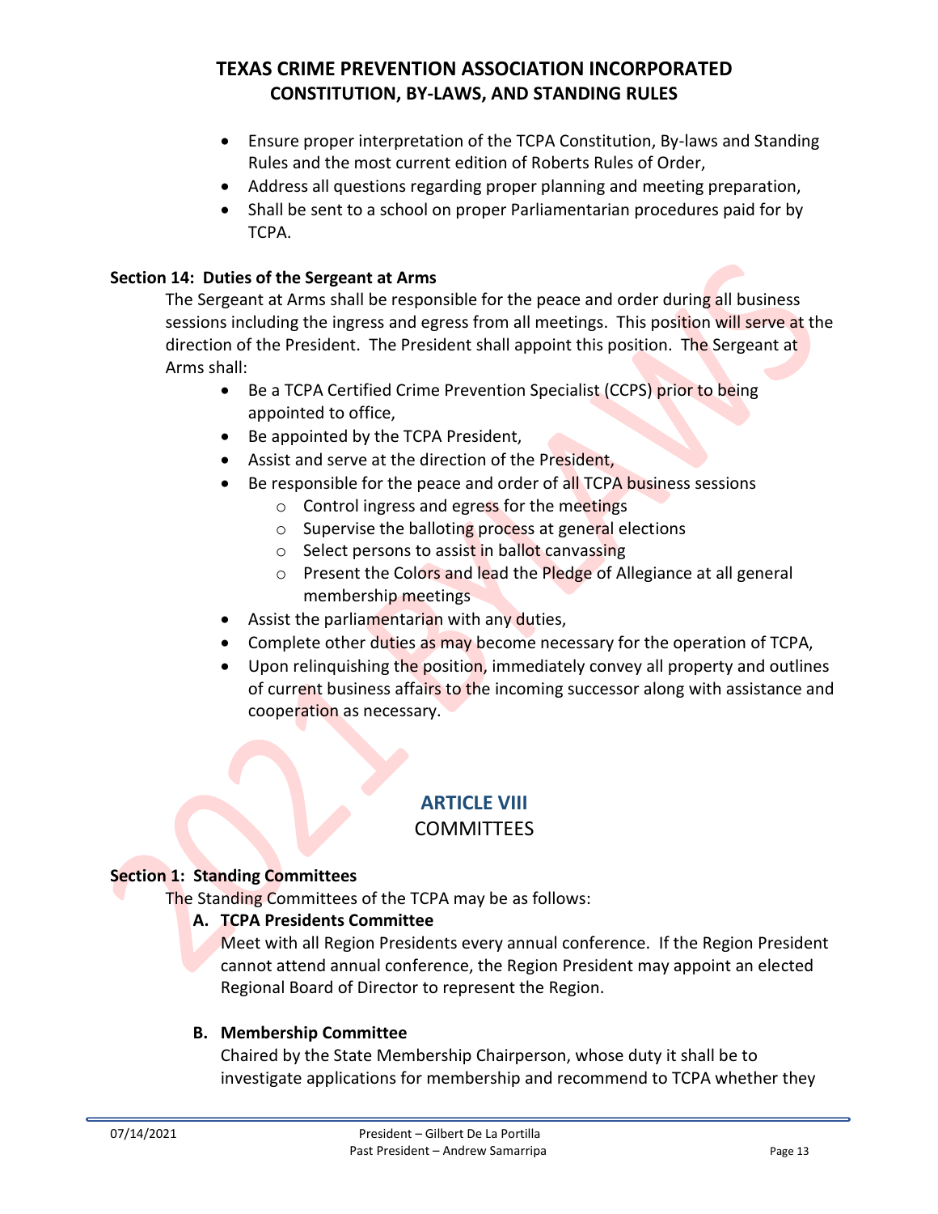- Ensure proper interpretation of the TCPA Constitution, By-laws and Standing Rules and the most current edition of Roberts Rules of Order,
- Address all questions regarding proper planning and meeting preparation,
- Shall be sent to a school on proper Parliamentarian procedures paid for by TCPA.

**Section 14: Duties of the Sergeant at Arms**

The Sergeant at Arms shall be responsible for the peace and order during all business sessions including the ingress and egress from all meetings. This position will serve at the direction of the President. The President shall appoint this position. The Sergeant at Arms shall:

- Be a TCPA Certified Crime Prevention Specialist (CCPS) prior to being appointed to office,
- Be appointed by the TCPA President,
- Assist and serve at the direction of the President,
- Be responsible for the peace and order of all TCPA business sessions
  - Control ingress and egress for the meetings
  - Supervise the balloting process at general elections
  - Select persons to assist in ballot canvassing
  - Present the Colors and lead the Pledge of Allegiance at all general membership meetings
- Assist the parliamentarian with any duties,
- Complete other duties as may become necessary for the operation of TCPA,
- Upon relinquishing the position, immediately convey all property and outlines of current business affairs to the incoming successor along with assistance and cooperation as necessary.

## ARTICLE VIII
## COMMITTEES

**Section 1: Standing Committees**

The Standing Committees of the TCPA may be as follows:

**A. TCPA Presidents Committee**

Meet with all Region Presidents every annual conference. If the Region President cannot attend annual conference, the Region President may appoint an elected Regional Board of Director to represent the Region.

**B. Membership Committee**

Chaired by the State Membership Chairperson, whose duty it shall be to investigate applications for membership and recommend to TCPA whether they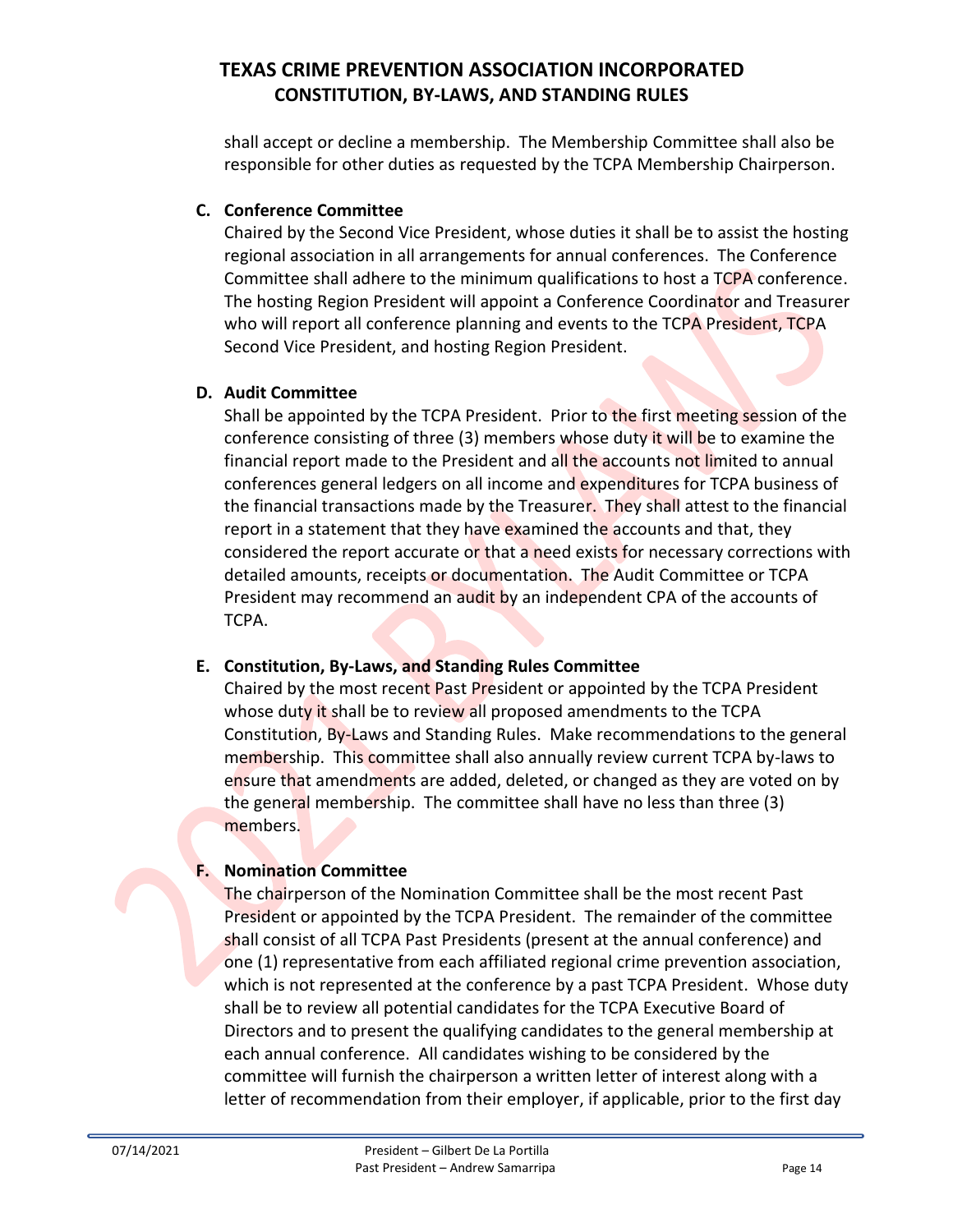shall accept or decline a membership. The Membership Committee shall also be responsible for other duties as requested by the TCPA Membership Chairperson.

**C. Conference Committee**

Chaired by the Second Vice President, whose duties it shall be to assist the hosting regional association in all arrangements for annual conferences. The Conference Committee shall adhere to the minimum qualifications to host a TCPA conference. The hosting Region President will appoint a Conference Coordinator and Treasurer who will report all conference planning and events to the TCPA President, TCPA Second Vice President, and hosting Region President.

**D. Audit Committee**

Shall be appointed by the TCPA President. Prior to the first meeting session of the conference consisting of three (3) members whose duty it will be to examine the financial report made to the President and all the accounts not limited to annual conferences general ledgers on all income and expenditures for TCPA business of the financial transactions made by the Treasurer. They shall attest to the financial report in a statement that they have examined the accounts and that, they considered the report accurate or that a need exists for necessary corrections with detailed amounts, receipts or documentation. The Audit Committee or TCPA President may recommend an audit by an independent CPA of the accounts of TCPA.

**E. Constitution, By-Laws, and Standing Rules Committee**

Chaired by the most recent Past President or appointed by the TCPA President whose duty it shall be to review all proposed amendments to the TCPA Constitution, By-Laws and Standing Rules. Make recommendations to the general membership. This committee shall also annually review current TCPA by-laws to ensure that amendments are added, deleted, or changed as they are voted on by the general membership. The committee shall have no less than three (3) members.

**F. Nomination Committee**

The chairperson of the Nomination Committee shall be the most recent Past President or appointed by the TCPA President. The remainder of the committee shall consist of all TCPA Past Presidents (present at the annual conference) and one (1) representative from each affiliated regional crime prevention association, which is not represented at the conference by a past TCPA President. Whose duty shall be to review all potential candidates for the TCPA Executive Board of Directors and to present the qualifying candidates to the general membership at each annual conference. All candidates wishing to be considered by the committee will furnish the chairperson a written letter of interest along with a letter of recommendation from their employer, if applicable, prior to the first day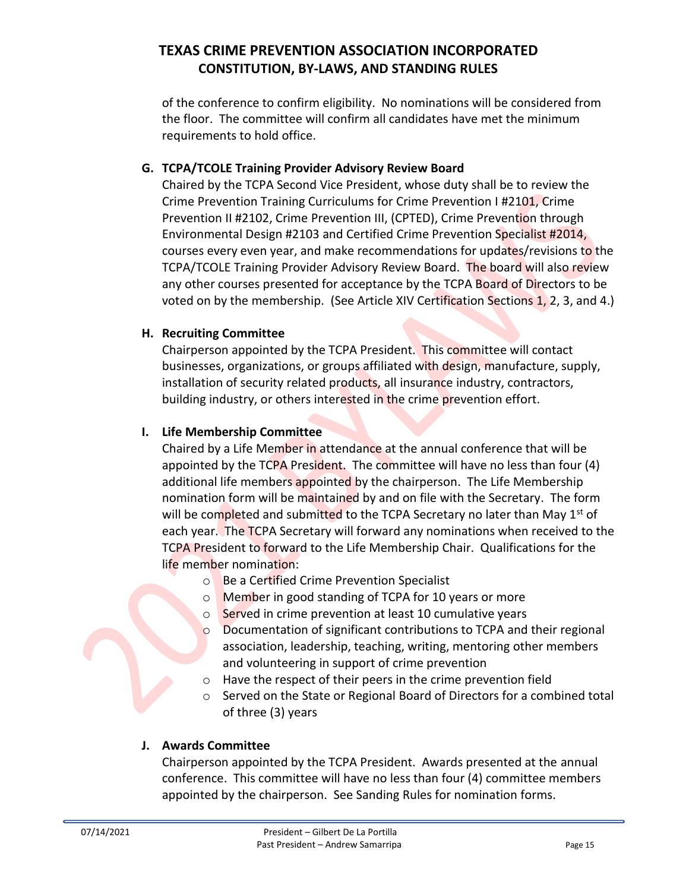of the conference to confirm eligibility. No nominations will be considered from the floor. The committee will confirm all candidates have met the minimum requirements to hold office.

**G. TCPA/TCOLE Training Provider Advisory Review Board**

Chaired by the TCPA Second Vice President, whose duty shall be to review the Crime Prevention Training Curriculums for Crime Prevention I #2101, Crime Prevention II #2102, Crime Prevention III, (CPTED), Crime Prevention through Environmental Design #2103 and Certified Crime Prevention Specialist #2014, courses every even year, and make recommendations for updates/revisions to the TCPA/TCOLE Training Provider Advisory Review Board. The board will also review any other courses presented for acceptance by the TCPA Board of Directors to be voted on by the membership. (See Article XIV Certification Sections 1, 2, 3, and 4.)

**H. Recruiting Committee**

Chairperson appointed by the TCPA President. This committee will contact businesses, organizations, or groups affiliated with design, manufacture, supply, installation of security related products, all insurance industry, contractors, building industry, or others interested in the crime prevention effort.

**I. Life Membership Committee**

Chaired by a Life Member in attendance at the annual conference that will be appointed by the TCPA President. The committee will have no less than four (4) additional life members appointed by the chairperson. The Life Membership nomination form will be maintained by and on file with the Secretary. The form will be completed and submitted to the TCPA Secretary no later than May 1st of each year. The TCPA Secretary will forward any nominations when received to the TCPA President to forward to the Life Membership Chair. Qualifications for the life member nomination:

- Be a Certified Crime Prevention Specialist
- Member in good standing of TCPA for 10 years or more
- Served in crime prevention at least 10 cumulative years
- Documentation of significant contributions to TCPA and their regional association, leadership, teaching, writing, mentoring other members and volunteering in support of crime prevention
- Have the respect of their peers in the crime prevention field
- Served on the State or Regional Board of Directors for a combined total of three (3) years

**J. Awards Committee**

Chairperson appointed by the TCPA President. Awards presented at the annual conference. This committee will have no less than four (4) committee members appointed by the chairperson. See Sanding Rules for nomination forms.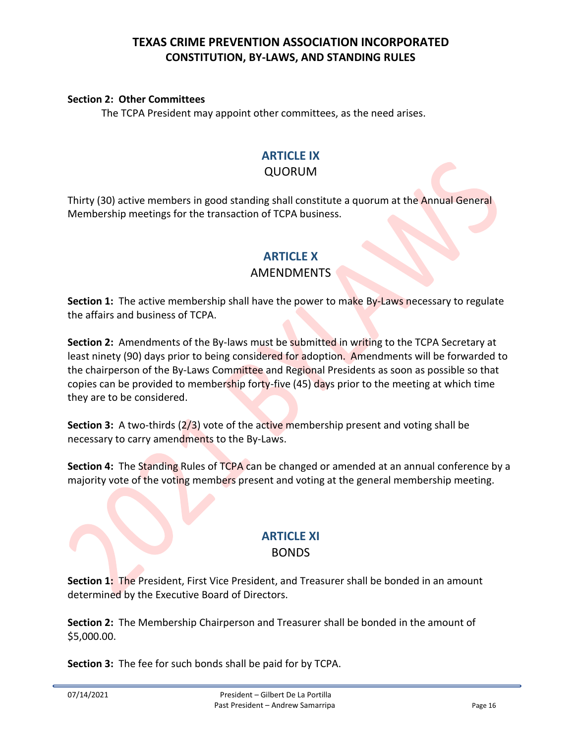**Section 2: Other Committees**

The TCPA President may appoint other committees, as the need arises.

## ARTICLE IX

QUORUM

Thirty (30) active members in good standing shall constitute a quorum at the Annual General Membership meetings for the transaction of TCPA business.

## ARTICLE X

AMENDMENTS

**Section 1:** The active membership shall have the power to make By-Laws necessary to regulate the affairs and business of TCPA.

**Section 2:** Amendments of the By-laws must be submitted in writing to the TCPA Secretary at least ninety (90) days prior to being considered for adoption. Amendments will be forwarded to the chairperson of the By-Laws Committee and Regional Presidents as soon as possible so that copies can be provided to membership forty-five (45) days prior to the meeting at which time they are to be considered.

**Section 3:** A two-thirds (2/3) vote of the active membership present and voting shall be necessary to carry amendments to the By-Laws.

**Section 4:** The Standing Rules of TCPA can be changed or amended at an annual conference by a majority vote of the voting members present and voting at the general membership meeting.

## ARTICLE XI

BONDS

**Section 1:** The President, First Vice President, and Treasurer shall be bonded in an amount determined by the Executive Board of Directors.

**Section 2:** The Membership Chairperson and Treasurer shall be bonded in the amount of $5,000.00.

**Section 3:** The fee for such bonds shall be paid for by TCPA.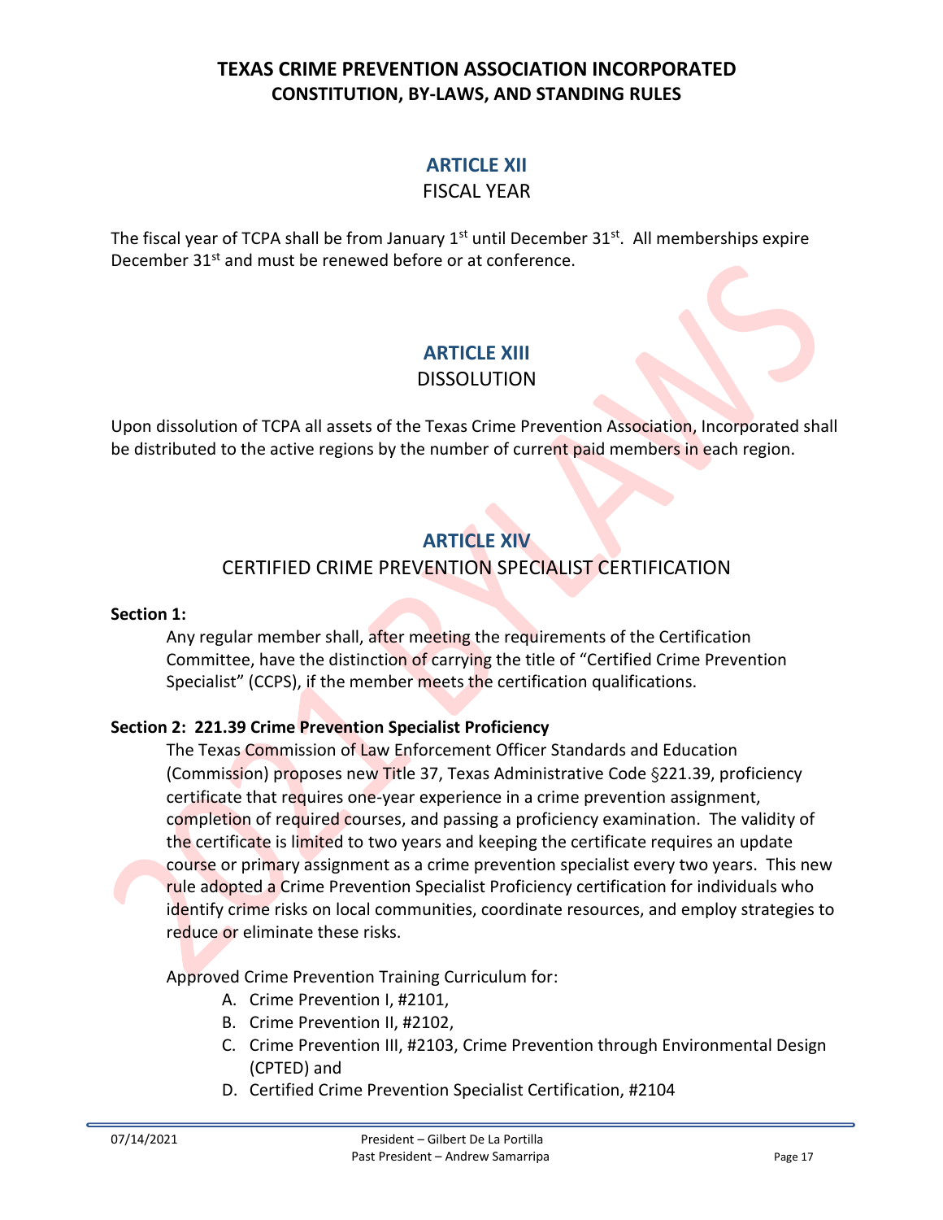## ARTICLE XII

FISCAL YEAR

The fiscal year of TCPA shall be from January 1st until December 31st. All memberships expire December 31st and must be renewed before or at conference.

## ARTICLE XIII

DISSOLUTION

Upon dissolution of TCPA all assets of the Texas Crime Prevention Association, Incorporated shall be distributed to the active regions by the number of current paid members in each region.

## ARTICLE XIV

CERTIFIED CRIME PREVENTION SPECIALIST CERTIFICATION

**Section 1:**

Any regular member shall, after meeting the requirements of the Certification Committee, have the distinction of carrying the title of "Certified Crime Prevention Specialist" (CCPS), if the member meets the certification qualifications.

**Section 2: 221.39 Crime Prevention Specialist Proficiency**

The Texas Commission of Law Enforcement Officer Standards and Education (Commission) proposes new Title 37, Texas Administrative Code §221.39, proficiency certificate that requires one-year experience in a crime prevention assignment, completion of required courses, and passing a proficiency examination. The validity of the certificate is limited to two years and keeping the certificate requires an update course or primary assignment as a crime prevention specialist every two years. This new rule adopted a Crime Prevention Specialist Proficiency certification for individuals who identify crime risks on local communities, coordinate resources, and employ strategies to reduce or eliminate these risks.

Approved Crime Prevention Training Curriculum for:

A. Crime Prevention I, #2101,
B. Crime Prevention II, #2102,
C. Crime Prevention III, #2103, Crime Prevention through Environmental Design (CPTED) and
D. Certified Crime Prevention Specialist Certification, #2104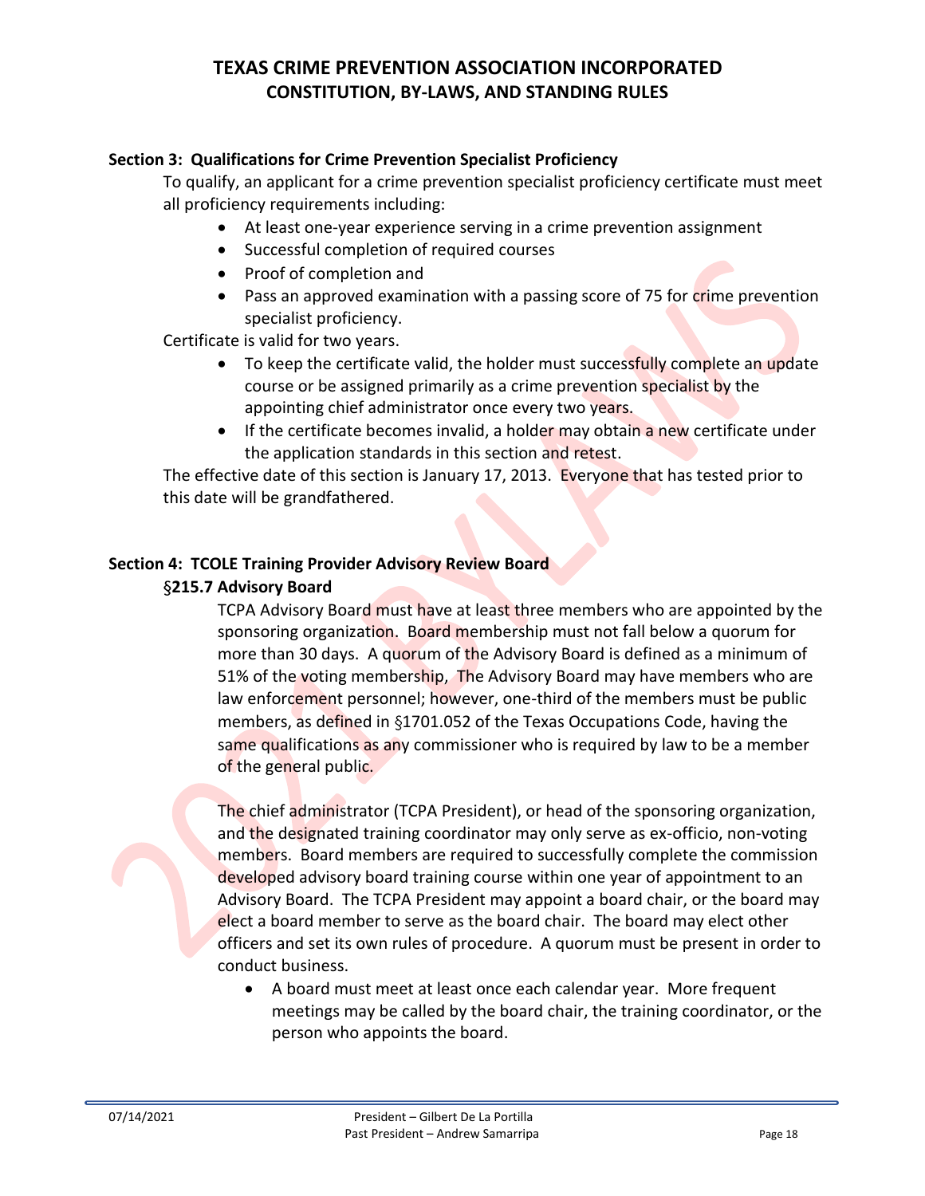### Section 3: Qualifications for Crime Prevention Specialist Proficiency

To qualify, an applicant for a crime prevention specialist proficiency certificate must meet all proficiency requirements including:

- At least one-year experience serving in a crime prevention assignment
- Successful completion of required courses
- Proof of completion and
- Pass an approved examination with a passing score of 75 for crime prevention specialist proficiency.

Certificate is valid for two years.

- To keep the certificate valid, the holder must successfully complete an update course or be assigned primarily as a crime prevention specialist by the appointing chief administrator once every two years.
- If the certificate becomes invalid, a holder may obtain a new certificate under the application standards in this section and retest.

The effective date of this section is January 17, 2013. Everyone that has tested prior to this date will be grandfathered.

### Section 4: TCOLE Training Provider Advisory Review Board

#### §215.7 Advisory Board

TCPA Advisory Board must have at least three members who are appointed by the sponsoring organization. Board membership must not fall below a quorum for more than 30 days. A quorum of the Advisory Board is defined as a minimum of 51% of the voting membership, The Advisory Board may have members who are law enforcement personnel; however, one-third of the members must be public members, as defined in §1701.052 of the Texas Occupations Code, having the same qualifications as any commissioner who is required by law to be a member of the general public.

The chief administrator (TCPA President), or head of the sponsoring organization, and the designated training coordinator may only serve as ex-officio, non-voting members. Board members are required to successfully complete the commission developed advisory board training course within one year of appointment to an Advisory Board. The TCPA President may appoint a board chair, or the board may elect a board member to serve as the board chair. The board may elect other officers and set its own rules of procedure. A quorum must be present in order to conduct business.

- A board must meet at least once each calendar year. More frequent meetings may be called by the board chair, the training coordinator, or the person who appoints the board.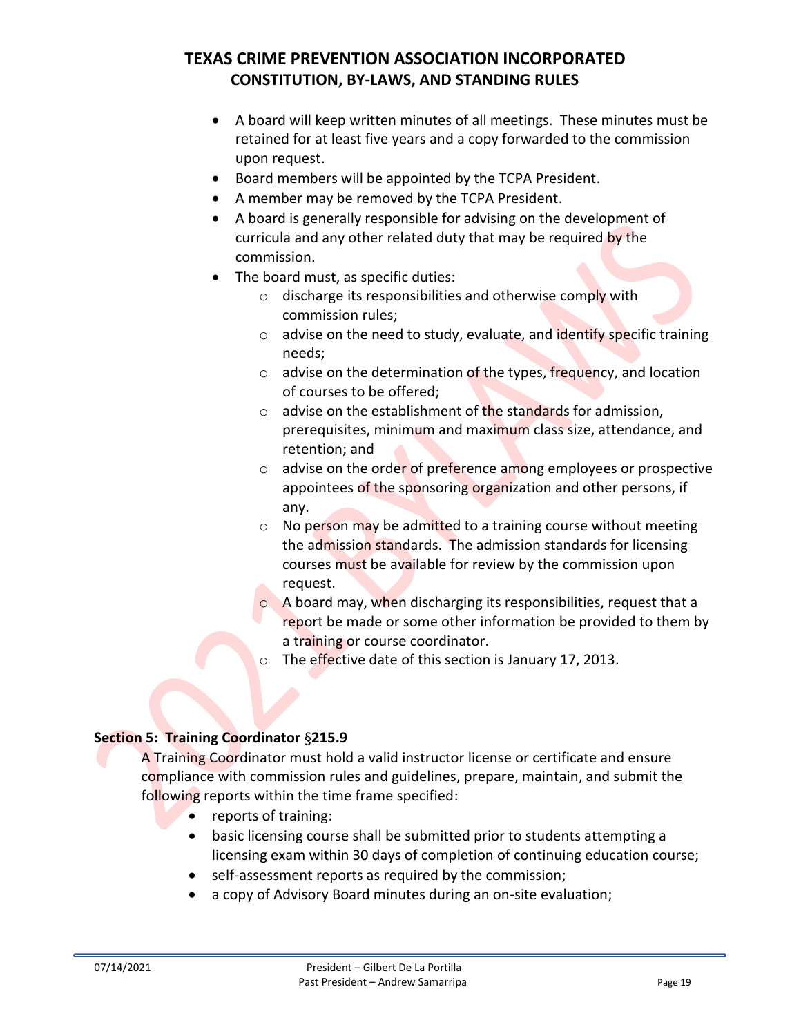- A board will keep written minutes of all meetings. These minutes must be retained for at least five years and a copy forwarded to the commission upon request.
- Board members will be appointed by the TCPA President.
- A member may be removed by the TCPA President.
- A board is generally responsible for advising on the development of curricula and any other related duty that may be required by the commission.
- The board must, as specific duties:
    - discharge its responsibilities and otherwise comply with commission rules;
    - advise on the need to study, evaluate, and identify specific training needs;
    - advise on the determination of the types, frequency, and location of courses to be offered;
    - advise on the establishment of the standards for admission, prerequisites, minimum and maximum class size, attendance, and retention; and
    - advise on the order of preference among employees or prospective appointees of the sponsoring organization and other persons, if any.
    - No person may be admitted to a training course without meeting the admission standards. The admission standards for licensing courses must be available for review by the commission upon request.
    - A board may, when discharging its responsibilities, request that a report be made or some other information be provided to them by a training or course coordinator.
    - The effective date of this section is January 17, 2013.

**Section 5: Training Coordinator §215.9**

A Training Coordinator must hold a valid instructor license or certificate and ensure compliance with commission rules and guidelines, prepare, maintain, and submit the following reports within the time frame specified:

- reports of training:
- basic licensing course shall be submitted prior to students attempting a licensing exam within 30 days of completion of continuing education course;
- self-assessment reports as required by the commission;
- a copy of Advisory Board minutes during an on-site evaluation;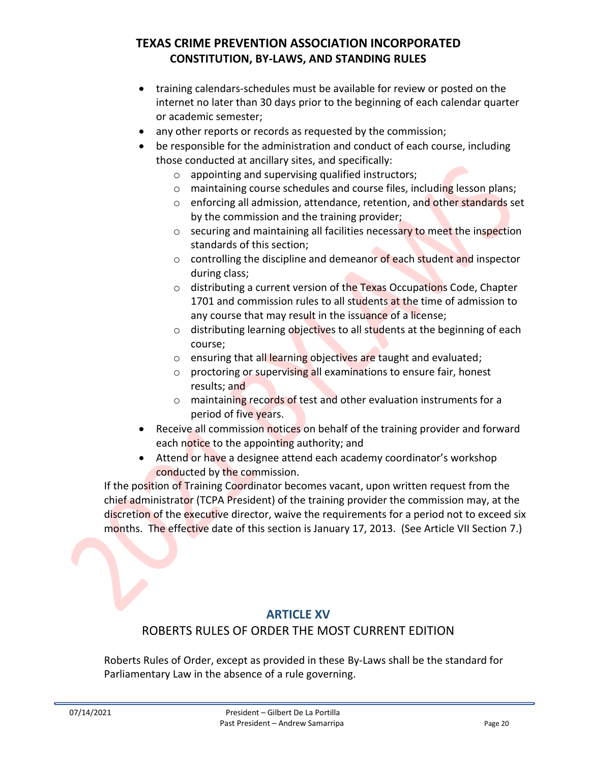- training calendars-schedules must be available for review or posted on the internet no later than 30 days prior to the beginning of each calendar quarter or academic semester;
- any other reports or records as requested by the commission;
- be responsible for the administration and conduct of each course, including those conducted at ancillary sites, and specifically:
  - appointing and supervising qualified instructors;
  - maintaining course schedules and course files, including lesson plans;
  - enforcing all admission, attendance, retention, and other standards set by the commission and the training provider;
  - securing and maintaining all facilities necessary to meet the inspection standards of this section;
  - controlling the discipline and demeanor of each student and inspector during class;
  - distributing a current version of the Texas Occupations Code, Chapter 1701 and commission rules to all students at the time of admission to any course that may result in the issuance of a license;
  - distributing learning objectives to all students at the beginning of each course;
  - ensuring that all learning objectives are taught and evaluated;
  - proctoring or supervising all examinations to ensure fair, honest results; and
  - maintaining records of test and other evaluation instruments for a period of five years.
- Receive all commission notices on behalf of the training provider and forward each notice to the appointing authority; and
- Attend or have a designee attend each academy coordinator's workshop conducted by the commission.

If the position of Training Coordinator becomes vacant, upon written request from the chief administrator (TCPA President) of the training provider the commission may, at the discretion of the executive director, waive the requirements for a period not to exceed six months. The effective date of this section is January 17, 2013. (See Article VII Section 7.)

## ARTICLE XV

### ROBERTS RULES OF ORDER THE MOST CURRENT EDITION

Roberts Rules of Order, except as provided in these By-Laws shall be the standard for Parliamentary Law in the absence of a rule governing.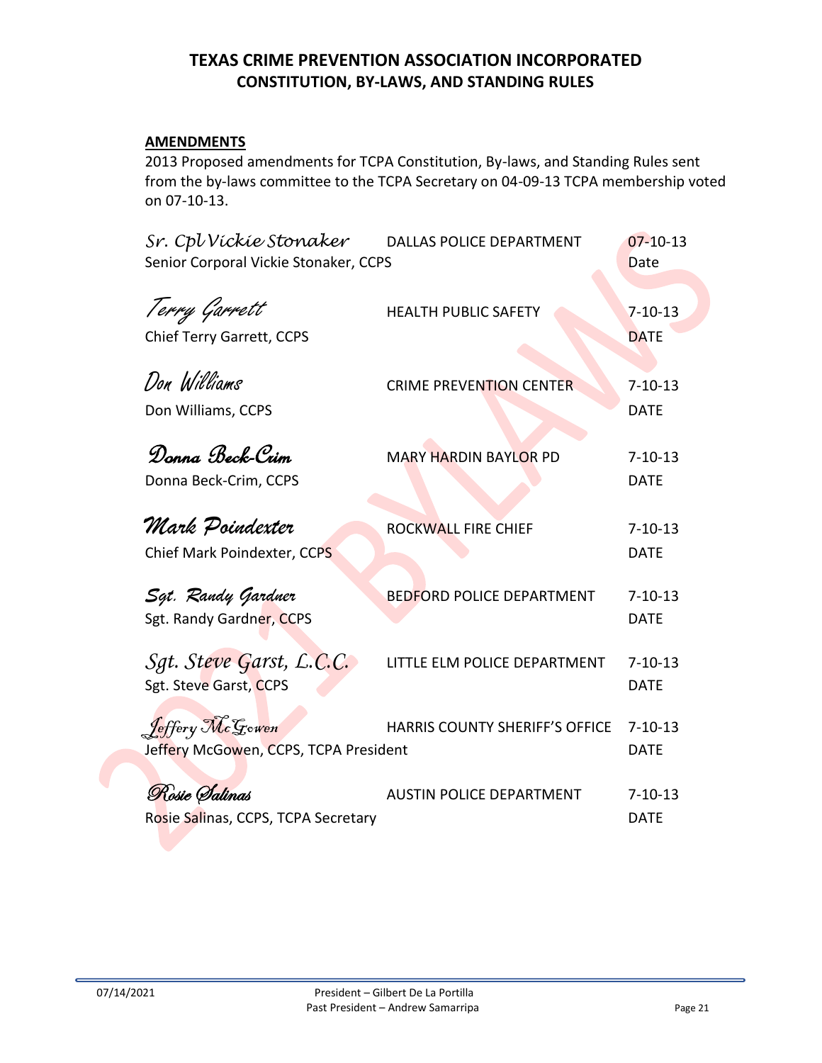## TEXAS CRIME PREVENTION ASSOCIATION INCORPORATED
## CONSTITUTION, BY-LAWS, AND STANDING RULES

**AMENDMENTS**

2013 Proposed amendments for TCPA Constitution, By-laws, and Standing Rules sent from the by-laws committee to the TCPA Secretary on 04-09-13 TCPA membership voted on 07-10-13.

| | | |
|---|---|---|
| *Sr. Cpl Vickie Stonaker*<br>Senior Corporal Vickie Stonaker, CCPS | DALLAS POLICE DEPARTMENT | 07-10-13<br>Date |
| *Terry Garrett*<br>Chief Terry Garrett, CCPS | HEALTH PUBLIC SAFETY | 7-10-13<br>DATE |
| *Don Williams*<br>Don Williams, CCPS | CRIME PREVENTION CENTER | 7-10-13<br>DATE |
| *Donna Beck-Crim*<br>Donna Beck-Crim, CCPS | MARY HARDIN BAYLOR PD | 7-10-13<br>DATE |
| *Mark Poindexter*<br>Chief Mark Poindexter, CCPS | ROCKWALL FIRE CHIEF | 7-10-13<br>DATE |
| *Sgt. Randy Gardner*<br>Sgt. Randy Gardner, CCPS | BEDFORD POLICE DEPARTMENT | 7-10-13<br>DATE |
| *Sgt. Steve Garst, L.C.C.*<br>Sgt. Steve Garst, CCPS | LITTLE ELM POLICE DEPARTMENT | 7-10-13<br>DATE |
| *Jeffery McGowen*<br>Jeffery McGowen, CCPS, TCPA President | HARRIS COUNTY SHERIFF'S OFFICE | 7-10-13<br>DATE |
| *Rosie Salinas*<br>Rosie Salinas, CCPS, TCPA Secretary | AUSTIN POLICE DEPARTMENT | 7-10-13<br>DATE |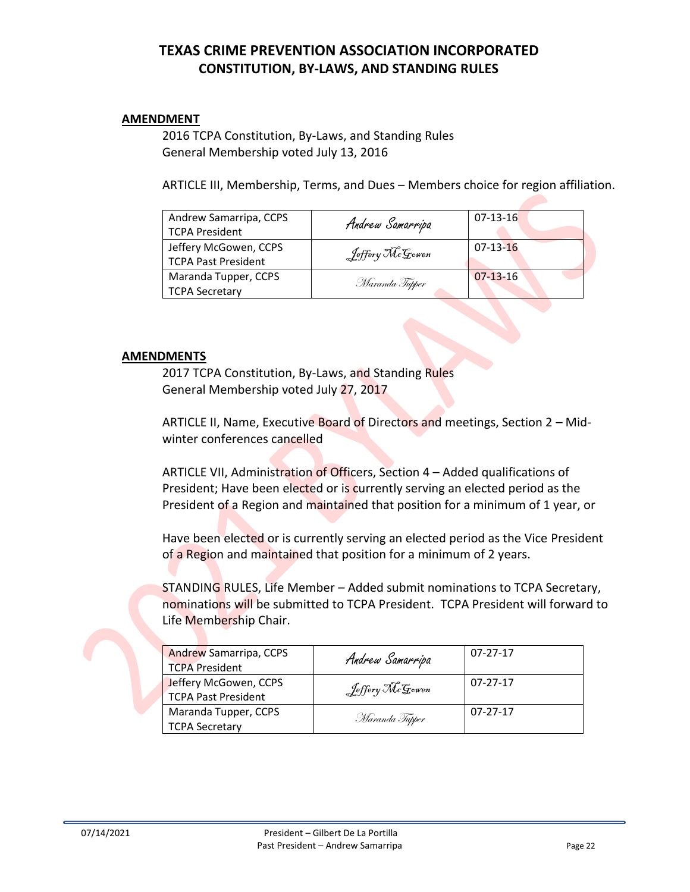# TEXAS CRIME PREVENTION ASSOCIATION INCORPORATED
## CONSTITUTION, BY-LAWS, AND STANDING RULES

**AMENDMENT**

2016 TCPA Constitution, By-Laws, and Standing Rules
General Membership voted July 13, 2016

ARTICLE III, Membership, Terms, and Dues – Members choice for region affiliation.

| | | |
|---|---|---|
| Andrew Samarripa, CCPS<br>TCPA President | Andrew Samarripa | 07-13-16 |
| Jeffery McGowen, CCPS<br>TCPA Past President | Jeffery McGowen | 07-13-16 |
| Maranda Tupper, CCPS<br>TCPA Secretary | Maranda Tupper | 07-13-16 |

**AMENDMENTS**

2017 TCPA Constitution, By-Laws, and Standing Rules
General Membership voted July 27, 2017

ARTICLE II, Name, Executive Board of Directors and meetings, Section 2 – Mid-winter conferences cancelled

ARTICLE VII, Administration of Officers, Section 4 – Added qualifications of President; Have been elected or is currently serving an elected period as the President of a Region and maintained that position for a minimum of 1 year, or

Have been elected or is currently serving an elected period as the Vice President of a Region and maintained that position for a minimum of 2 years.

STANDING RULES, Life Member – Added submit nominations to TCPA Secretary, nominations will be submitted to TCPA President. TCPA President will forward to Life Membership Chair.

| | | |
|---|---|---|
| Andrew Samarripa, CCPS<br>TCPA President | Andrew Samarripa | 07-27-17 |
| Jeffery McGowen, CCPS<br>TCPA Past President | Jeffery McGowen | 07-27-17 |
| Maranda Tupper, CCPS<br>TCPA Secretary | Maranda Tupper | 07-27-17 |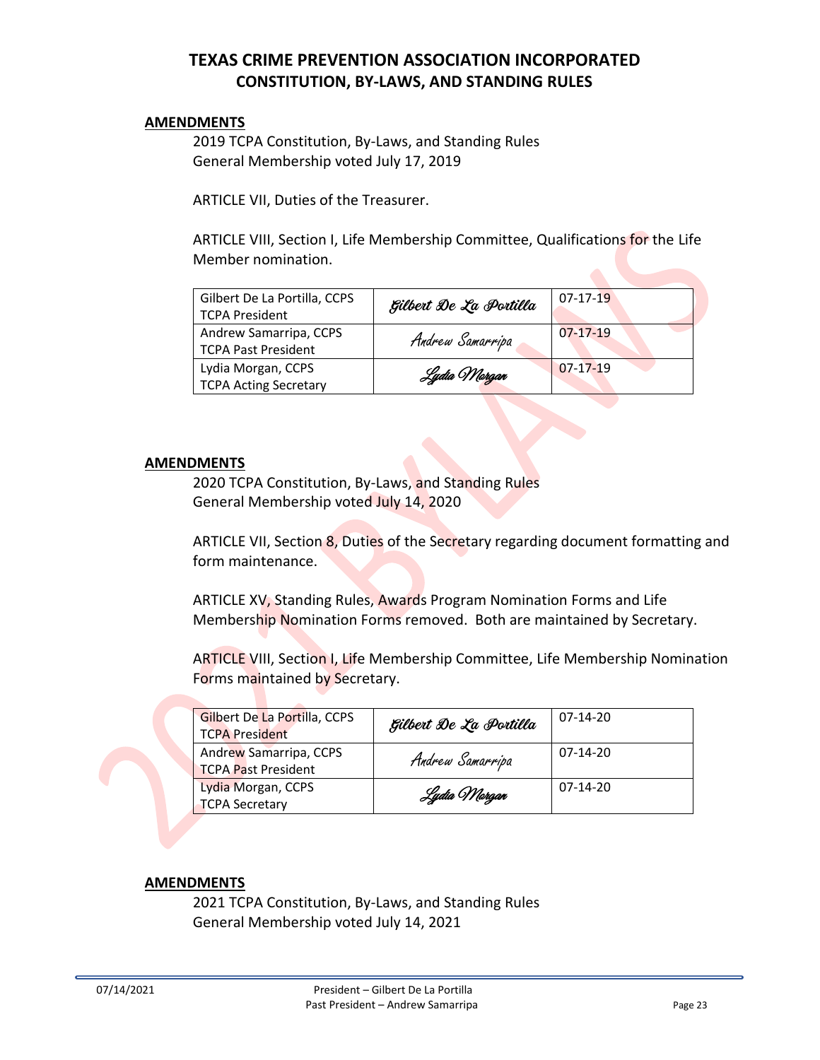# TEXAS CRIME PREVENTION ASSOCIATION INCORPORATED
## CONSTITUTION, BY-LAWS, AND STANDING RULES

**AMENDMENTS**

2019 TCPA Constitution, By-Laws, and Standing Rules
General Membership voted July 17, 2019

ARTICLE VII, Duties of the Treasurer.

ARTICLE VIII, Section I, Life Membership Committee, Qualifications for the Life Member nomination.

| | | |
|---|---|---|
| Gilbert De La Portilla, CCPS<br>TCPA President | Gilbert De La Portilla | 07-17-19 |
| Andrew Samarripa, CCPS<br>TCPA Past President | Andrew Samarripa | 07-17-19 |
| Lydia Morgan, CCPS<br>TCPA Acting Secretary | Lydia Morgan | 07-17-19 |

**AMENDMENTS**

2020 TCPA Constitution, By-Laws, and Standing Rules
General Membership voted July 14, 2020

ARTICLE VII, Section 8, Duties of the Secretary regarding document formatting and form maintenance.

ARTICLE XV, Standing Rules, Awards Program Nomination Forms and Life Membership Nomination Forms removed. Both are maintained by Secretary.

ARTICLE VIII, Section I, Life Membership Committee, Life Membership Nomination Forms maintained by Secretary.

| | | |
|---|---|---|
| Gilbert De La Portilla, CCPS<br>TCPA President | Gilbert De La Portilla | 07-14-20 |
| Andrew Samarripa, CCPS<br>TCPA Past President | Andrew Samarripa | 07-14-20 |
| Lydia Morgan, CCPS<br>TCPA Secretary | Lydia Morgan | 07-14-20 |

**AMENDMENTS**

2021 TCPA Constitution, By-Laws, and Standing Rules
General Membership voted July 14, 2021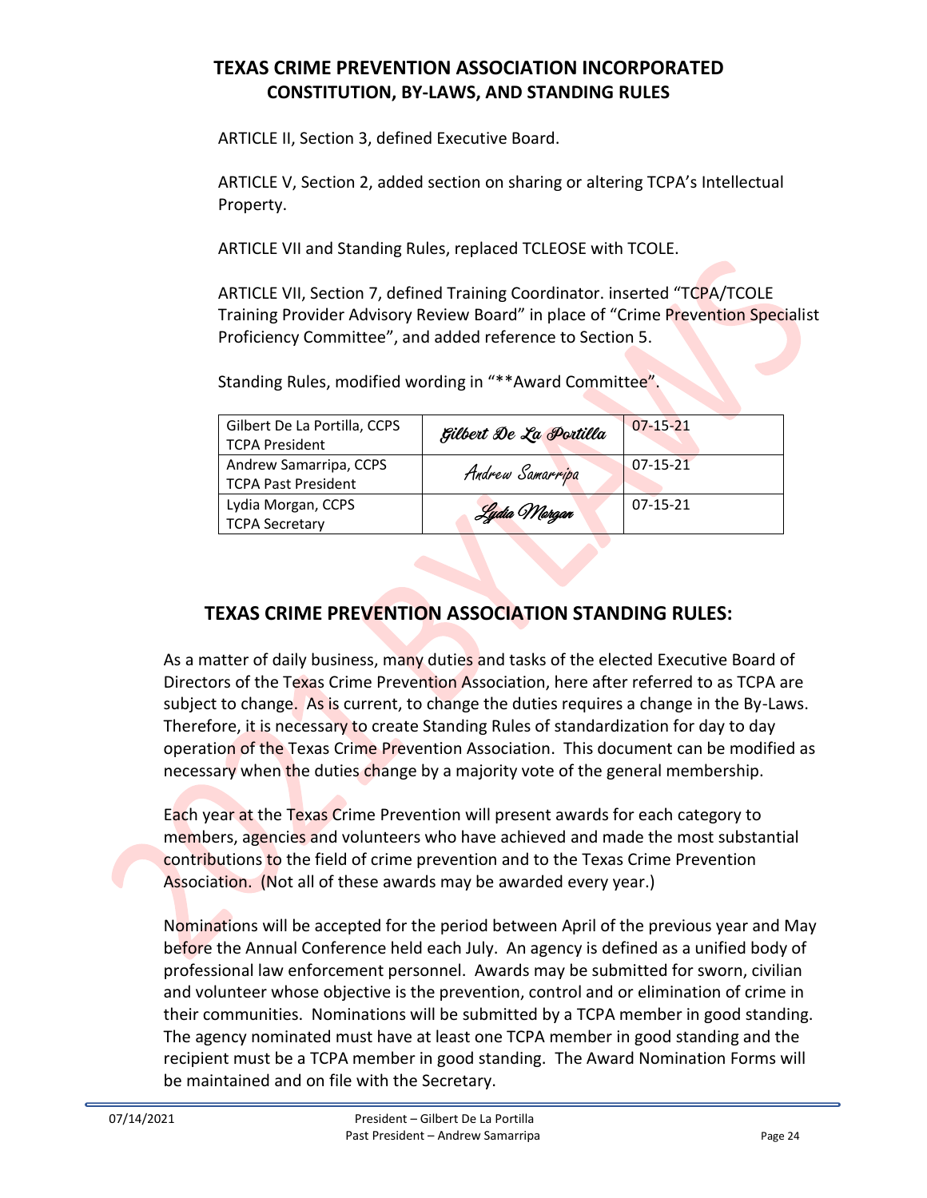## TEXAS CRIME PREVENTION ASSOCIATION INCORPORATED
## CONSTITUTION, BY-LAWS, AND STANDING RULES

ARTICLE II, Section 3, defined Executive Board.

ARTICLE V, Section 2, added section on sharing or altering TCPA's Intellectual Property.

ARTICLE VII and Standing Rules, replaced TCLEOSE with TCOLE.

ARTICLE VII, Section 7, defined Training Coordinator. inserted "TCPA/TCOLE Training Provider Advisory Review Board" in place of "Crime Prevention Specialist Proficiency Committee", and added reference to Section 5.

Standing Rules, modified wording in "**Award Committee".

| | | |
|---|---|---|
| Gilbert De La Portilla, CCPS<br>TCPA President | Gilbert De La Portilla | 07-15-21 |
| Andrew Samarripa, CCPS<br>TCPA Past President | Andrew Samarripa | 07-15-21 |
| Lydia Morgan, CCPS<br>TCPA Secretary | Lydia Morgan | 07-15-21 |

## TEXAS CRIME PREVENTION ASSOCIATION STANDING RULES:

As a matter of daily business, many duties and tasks of the elected Executive Board of Directors of the Texas Crime Prevention Association, here after referred to as TCPA are subject to change. As is current, to change the duties requires a change in the By-Laws. Therefore, it is necessary to create Standing Rules of standardization for day to day operation of the Texas Crime Prevention Association. This document can be modified as necessary when the duties change by a majority vote of the general membership.

Each year at the Texas Crime Prevention will present awards for each category to members, agencies and volunteers who have achieved and made the most substantial contributions to the field of crime prevention and to the Texas Crime Prevention Association. (Not all of these awards may be awarded every year.)

Nominations will be accepted for the period between April of the previous year and May before the Annual Conference held each July. An agency is defined as a unified body of professional law enforcement personnel. Awards may be submitted for sworn, civilian and volunteer whose objective is the prevention, control and or elimination of crime in their communities. Nominations will be submitted by a TCPA member in good standing. The agency nominated must have at least one TCPA member in good standing and the recipient must be a TCPA member in good standing. The Award Nomination Forms will be maintained and on file with the Secretary.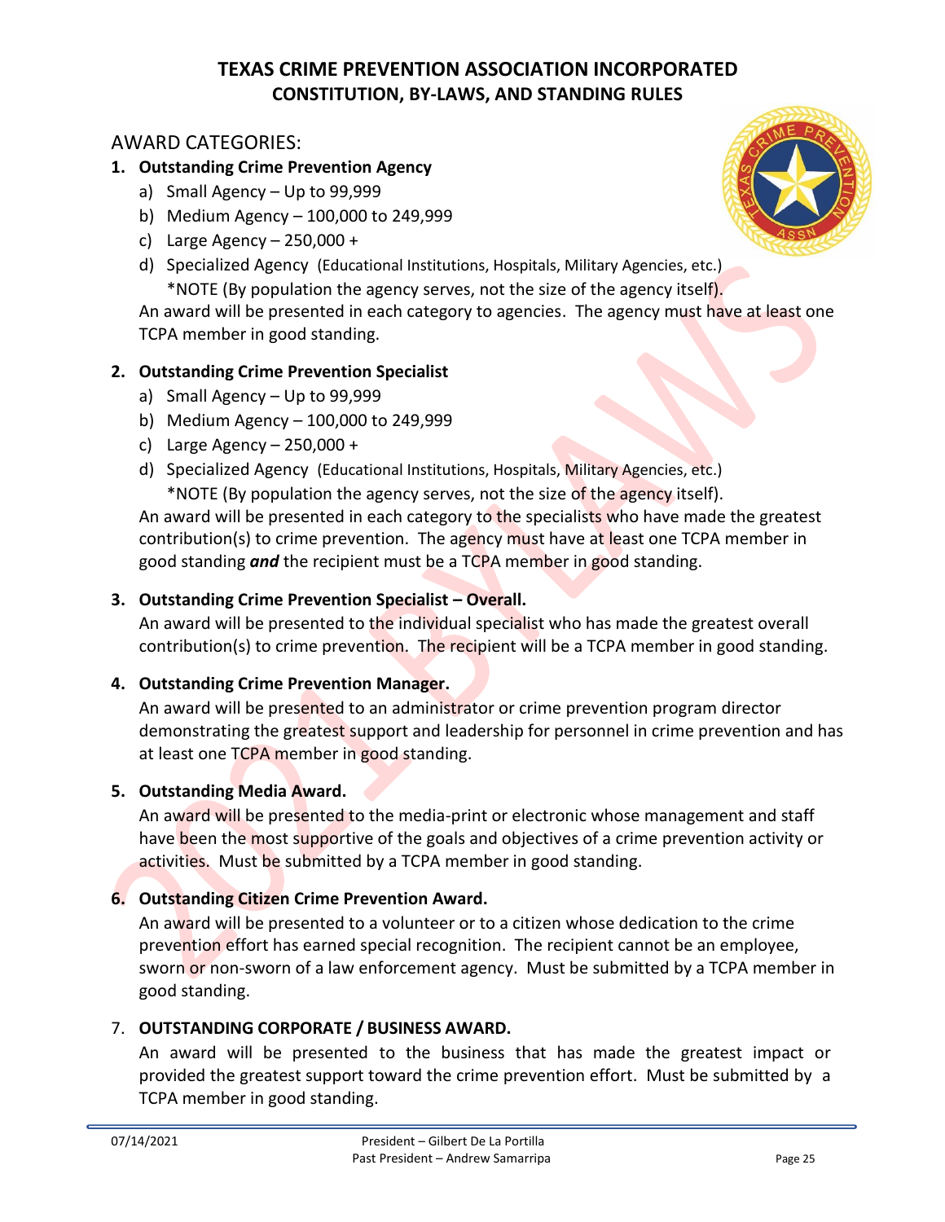# TEXAS CRIME PREVENTION ASSOCIATION INCORPORATED
## CONSTITUTION, BY-LAWS, AND STANDING RULES

AWARD CATEGORIES:

1. **Outstanding Crime Prevention Agency**
   a) Small Agency – Up to 99,999
   b) Medium Agency – 100,000 to 249,999
   c) Large Agency – 250,000 +
   d) Specialized Agency (Educational Institutions, Hospitals, Military Agencies, etc.)
      *NOTE (By population the agency serves, not the size of the agency itself).

   An award will be presented in each category to agencies. The agency must have at least one TCPA member in good standing.

2. **Outstanding Crime Prevention Specialist**
   a) Small Agency – Up to 99,999
   b) Medium Agency – 100,000 to 249,999
   c) Large Agency – 250,000 +
   d) Specialized Agency (Educational Institutions, Hospitals, Military Agencies, etc.)
      *NOTE (By population the agency serves, not the size of the agency itself).

   An award will be presented in each category to the specialists who have made the greatest contribution(s) to crime prevention. The agency must have at least one TCPA member in good standing ***and*** the recipient must be a TCPA member in good standing.

3. **Outstanding Crime Prevention Specialist – Overall.**
   An award will be presented to the individual specialist who has made the greatest overall contribution(s) to crime prevention. The recipient will be a TCPA member in good standing.

4. **Outstanding Crime Prevention Manager.**
   An award will be presented to an administrator or crime prevention program director demonstrating the greatest support and leadership for personnel in crime prevention and has at least one TCPA member in good standing.

5. **Outstanding Media Award.**
   An award will be presented to the media-print or electronic whose management and staff have been the most supportive of the goals and objectives of a crime prevention activity or activities. Must be submitted by a TCPA member in good standing.

6. **Outstanding Citizen Crime Prevention Award.**
   An award will be presented to a volunteer or to a citizen whose dedication to the crime prevention effort has earned special recognition. The recipient cannot be an employee, sworn or non-sworn of a law enforcement agency. Must be submitted by a TCPA member in good standing.

7. **OUTSTANDING CORPORATE / BUSINESS AWARD.**
   An award will be presented to the business that has made the greatest impact or provided the greatest support toward the crime prevention effort. Must be submitted by a TCPA member in good standing.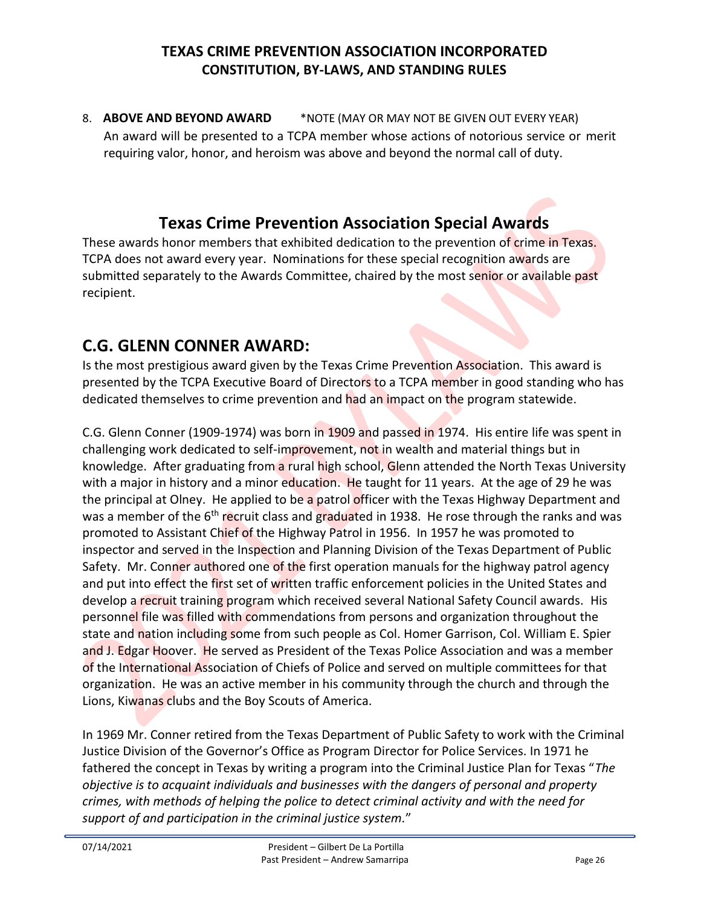8. **ABOVE AND BEYOND AWARD** *NOTE (MAY OR MAY NOT BE GIVEN OUT EVERY YEAR)
   An award will be presented to a TCPA member whose actions of notorious service or merit requiring valor, honor, and heroism was above and beyond the normal call of duty.

## Texas Crime Prevention Association Special Awards

These awards honor members that exhibited dedication to the prevention of crime in Texas. TCPA does not award every year. Nominations for these special recognition awards are submitted separately to the Awards Committee, chaired by the most senior or available past recipient.

## C.G. GLENN CONNER AWARD:

Is the most prestigious award given by the Texas Crime Prevention Association. This award is presented by the TCPA Executive Board of Directors to a TCPA member in good standing who has dedicated themselves to crime prevention and had an impact on the program statewide.

C.G. Glenn Conner (1909-1974) was born in 1909 and passed in 1974. His entire life was spent in challenging work dedicated to self-improvement, not in wealth and material things but in knowledge. After graduating from a rural high school, Glenn attended the North Texas University with a major in history and a minor education. He taught for 11 years. At the age of 29 he was the principal at Olney. He applied to be a patrol officer with the Texas Highway Department and was a member of the 6th recruit class and graduated in 1938. He rose through the ranks and was promoted to Assistant Chief of the Highway Patrol in 1956. In 1957 he was promoted to inspector and served in the Inspection and Planning Division of the Texas Department of Public Safety. Mr. Conner authored one of the first operation manuals for the highway patrol agency and put into effect the first set of written traffic enforcement policies in the United States and develop a recruit training program which received several National Safety Council awards. His personnel file was filled with commendations from persons and organization throughout the state and nation including some from such people as Col. Homer Garrison, Col. William E. Spier and J. Edgar Hoover. He served as President of the Texas Police Association and was a member of the International Association of Chiefs of Police and served on multiple committees for that organization. He was an active member in his community through the church and through the Lions, Kiwanas clubs and the Boy Scouts of America.

In 1969 Mr. Conner retired from the Texas Department of Public Safety to work with the Criminal Justice Division of the Governor's Office as Program Director for Police Services. In 1971 he fathered the concept in Texas by writing a program into the Criminal Justice Plan for Texas "*The objective is to acquaint individuals and businesses with the dangers of personal and property crimes, with methods of helping the police to detect criminal activity and with the need for support of and participation in the criminal justice system.*"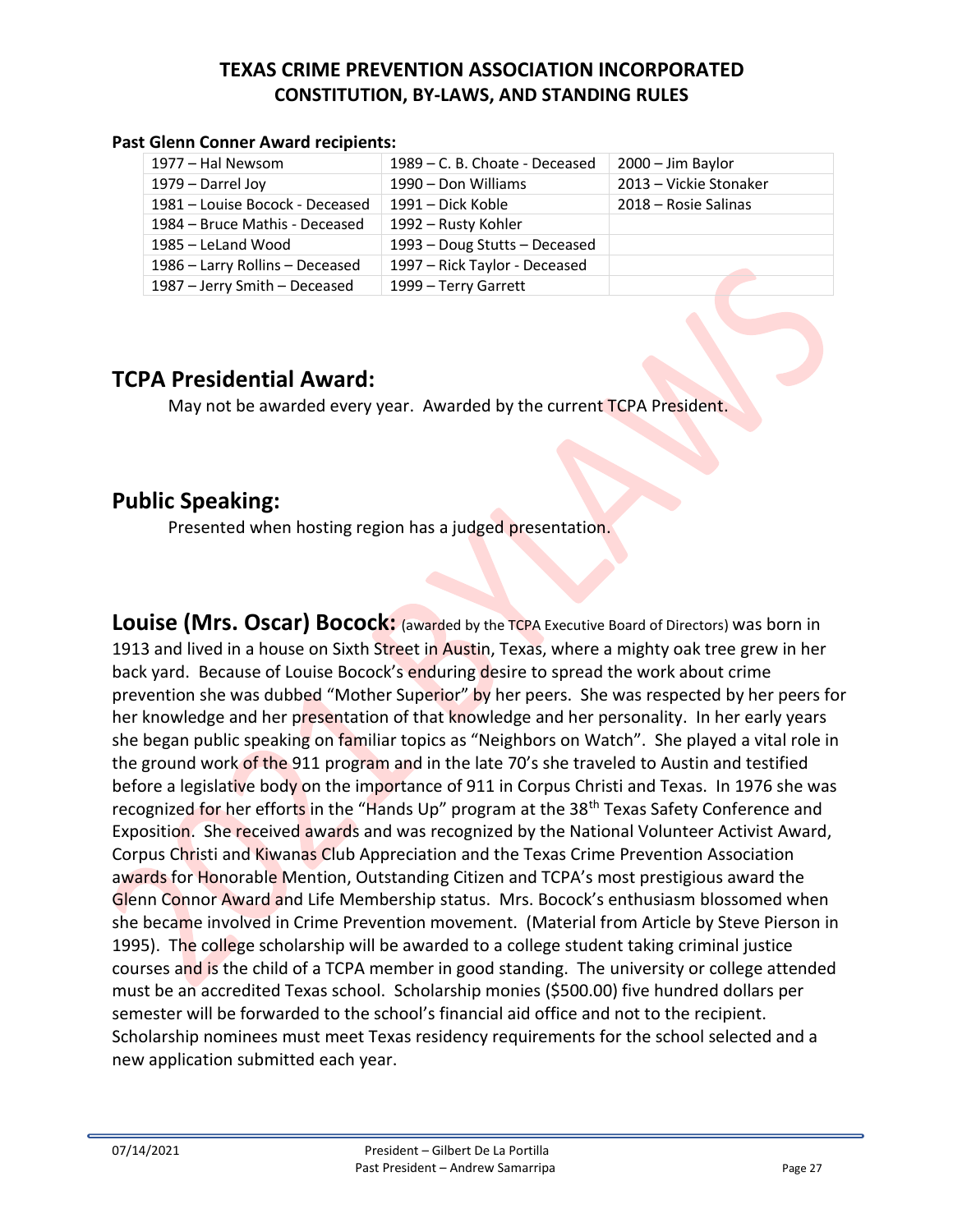**Past Glenn Conner Award recipients:**

| | | |
|---|---|---|
| 1977 – Hal Newsom | 1989 – C. B. Choate - Deceased | 2000 – Jim Baylor |
| 1979 – Darrel Joy | 1990 – Don Williams | 2013 – Vickie Stonaker |
| 1981 – Louise Bocock - Deceased | 1991 – Dick Koble | 2018 – Rosie Salinas |
| 1984 – Bruce Mathis - Deceased | 1992 – Rusty Kohler | |
| 1985 – LeLand Wood | 1993 – Doug Stutts – Deceased | |
| 1986 – Larry Rollins – Deceased | 1997 – Rick Taylor - Deceased | |
| 1987 – Jerry Smith – Deceased | 1999 – Terry Garrett | |

## TCPA Presidential Award:

May not be awarded every year. Awarded by the current TCPA President.

## Public Speaking:

Presented when hosting region has a judged presentation.

**Louise (Mrs. Oscar) Bocock:** (awarded by the TCPA Executive Board of Directors) was born in 1913 and lived in a house on Sixth Street in Austin, Texas, where a mighty oak tree grew in her back yard. Because of Louise Bocock's enduring desire to spread the work about crime prevention she was dubbed "Mother Superior" by her peers. She was respected by her peers for her knowledge and her presentation of that knowledge and her personality. In her early years she began public speaking on familiar topics as "Neighbors on Watch". She played a vital role in the ground work of the 911 program and in the late 70's she traveled to Austin and testified before a legislative body on the importance of 911 in Corpus Christi and Texas. In 1976 she was recognized for her efforts in the "Hands Up" program at the 38th Texas Safety Conference and Exposition. She received awards and was recognized by the National Volunteer Activist Award, Corpus Christi and Kiwanas Club Appreciation and the Texas Crime Prevention Association awards for Honorable Mention, Outstanding Citizen and TCPA's most prestigious award the Glenn Connor Award and Life Membership status. Mrs. Bocock's enthusiasm blossomed when she became involved in Crime Prevention movement. (Material from Article by Steve Pierson in 1995). The college scholarship will be awarded to a college student taking criminal justice courses and is the child of a TCPA member in good standing. The university or college attended must be an accredited Texas school. Scholarship monies ($500.00) five hundred dollars per semester will be forwarded to the school's financial aid office and not to the recipient. Scholarship nominees must meet Texas residency requirements for the school selected and a new application submitted each year.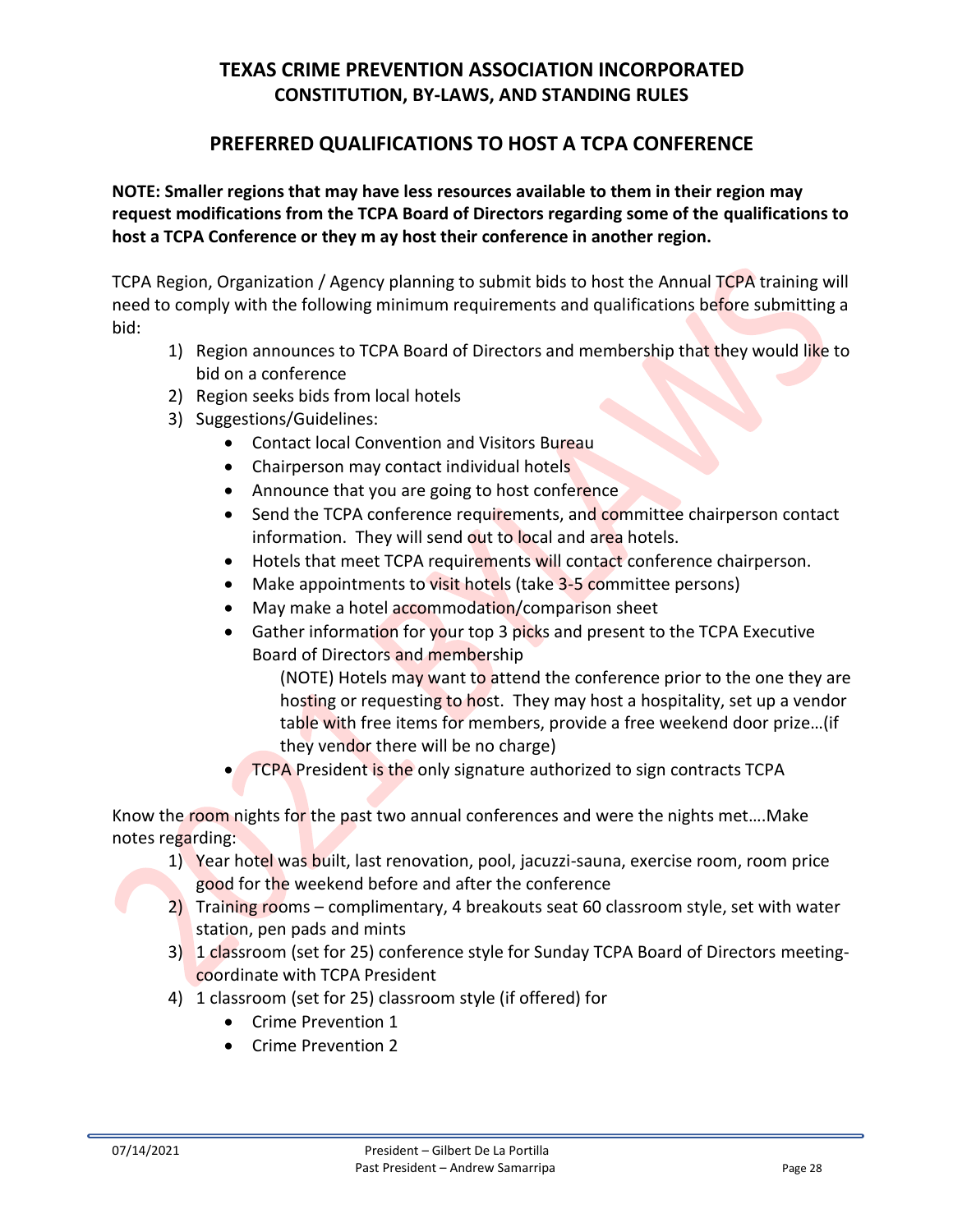## TEXAS CRIME PREVENTION ASSOCIATION INCORPORATED
### CONSTITUTION, BY-LAWS, AND STANDING RULES

## PREFERRED QUALIFICATIONS TO HOST A TCPA CONFERENCE

**NOTE: Smaller regions that may have less resources available to them in their region may request modifications from the TCPA Board of Directors regarding some of the qualifications to host a TCPA Conference or they m ay host their conference in another region.**

TCPA Region, Organization / Agency planning to submit bids to host the Annual TCPA training will need to comply with the following minimum requirements and qualifications before submitting a bid:

1) Region announces to TCPA Board of Directors and membership that they would like to bid on a conference
2) Region seeks bids from local hotels
3) Suggestions/Guidelines:
   - Contact local Convention and Visitors Bureau
   - Chairperson may contact individual hotels
   - Announce that you are going to host conference
   - Send the TCPA conference requirements, and committee chairperson contact information. They will send out to local and area hotels.
   - Hotels that meet TCPA requirements will contact conference chairperson.
   - Make appointments to visit hotels (take 3-5 committee persons)
   - May make a hotel accommodation/comparison sheet
   - Gather information for your top 3 picks and present to the TCPA Executive Board of Directors and membership

     (NOTE) Hotels may want to attend the conference prior to the one they are hosting or requesting to host. They may host a hospitality, set up a vendor table with free items for members, provide a free weekend door prize…(if they vendor there will be no charge)
   - TCPA President is the only signature authorized to sign contracts TCPA

Know the room nights for the past two annual conferences and were the nights met….Make notes regarding:

1) Year hotel was built, last renovation, pool, jacuzzi-sauna, exercise room, room price good for the weekend before and after the conference
2) Training rooms – complimentary, 4 breakouts seat 60 classroom style, set with water station, pen pads and mints
3) 1 classroom (set for 25) conference style for Sunday TCPA Board of Directors meeting- coordinate with TCPA President
4) 1 classroom (set for 25) classroom style (if offered) for
   - Crime Prevention 1
   - Crime Prevention 2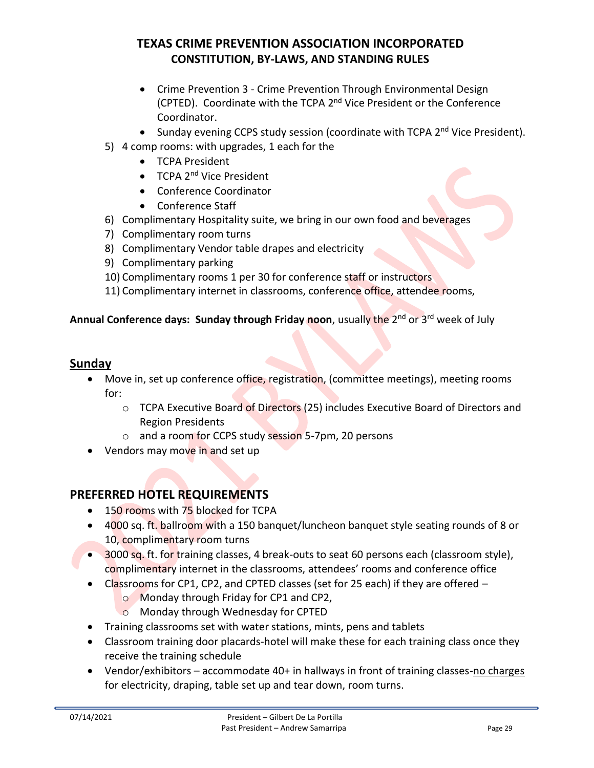- Crime Prevention 3 - Crime Prevention Through Environmental Design (CPTED). Coordinate with the TCPA 2nd Vice President or the Conference Coordinator.
- Sunday evening CCPS study session (coordinate with TCPA 2nd Vice President).

5) 4 comp rooms: with upgrades, 1 each for the
   - TCPA President
   - TCPA 2nd Vice President
   - Conference Coordinator
   - Conference Staff
6) Complimentary Hospitality suite, we bring in our own food and beverages
7) Complimentary room turns
8) Complimentary Vendor table drapes and electricity
9) Complimentary parking
10) Complimentary rooms 1 per 30 for conference staff or instructors
11) Complimentary internet in classrooms, conference office, attendee rooms,

**Annual Conference days: Sunday through Friday noon**, usually the 2nd or 3rd week of July

## Sunday

- Move in, set up conference office, registration, (committee meetings), meeting rooms for:
  - TCPA Executive Board of Directors (25) includes Executive Board of Directors and Region Presidents
  - and a room for CCPS study session 5-7pm, 20 persons
- Vendors may move in and set up

## PREFERRED HOTEL REQUIREMENTS

- 150 rooms with 75 blocked for TCPA
- 4000 sq. ft. ballroom with a 150 banquet/luncheon banquet style seating rounds of 8 or 10, complimentary room turns
- 3000 sq. ft. for training classes, 4 break-outs to seat 60 persons each (classroom style), complimentary internet in the classrooms, attendees' rooms and conference office
- Classrooms for CP1, CP2, and CPTED classes (set for 25 each) if they are offered –
  - Monday through Friday for CP1 and CP2,
  - Monday through Wednesday for CPTED
- Training classrooms set with water stations, mints, pens and tablets
- Classroom training door placards-hotel will make these for each training class once they receive the training schedule
- Vendor/exhibitors – accommodate 40+ in hallways in front of training classes-no charges for electricity, draping, table set up and tear down, room turns.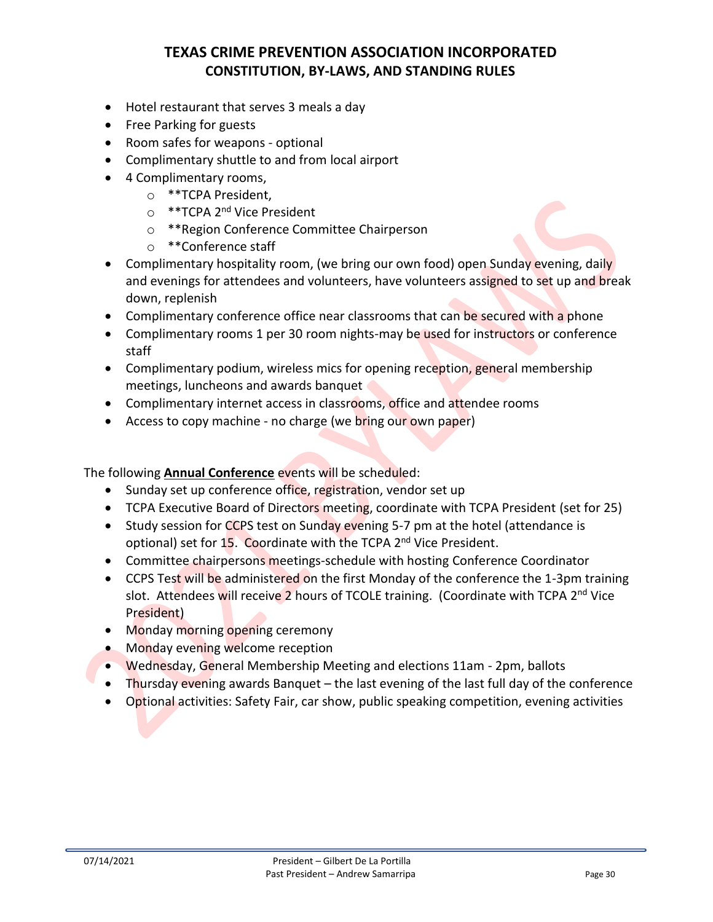- Hotel restaurant that serves 3 meals a day
- Free Parking for guests
- Room safes for weapons - optional
- Complimentary shuttle to and from local airport
- 4 Complimentary rooms,
  - **TCPA President,
  - **TCPA 2nd Vice President
  - **Region Conference Committee Chairperson
  - **Conference staff
- Complimentary hospitality room, (we bring our own food) open Sunday evening, daily and evenings for attendees and volunteers, have volunteers assigned to set up and break down, replenish
- Complimentary conference office near classrooms that can be secured with a phone
- Complimentary rooms 1 per 30 room nights-may be used for instructors or conference staff
- Complimentary podium, wireless mics for opening reception, general membership meetings, luncheons and awards banquet
- Complimentary internet access in classrooms, office and attendee rooms
- Access to copy machine - no charge (we bring our own paper)

The following **Annual Conference** events will be scheduled:

- Sunday set up conference office, registration, vendor set up
- TCPA Executive Board of Directors meeting, coordinate with TCPA President (set for 25)
- Study session for CCPS test on Sunday evening 5-7 pm at the hotel (attendance is optional) set for 15. Coordinate with the TCPA 2nd Vice President.
- Committee chairpersons meetings-schedule with hosting Conference Coordinator
- CCPS Test will be administered on the first Monday of the conference the 1-3pm training slot. Attendees will receive 2 hours of TCOLE training. (Coordinate with TCPA 2nd Vice President)
- Monday morning opening ceremony
- Monday evening welcome reception
- Wednesday, General Membership Meeting and elections 11am - 2pm, ballots
- Thursday evening awards Banquet – the last evening of the last full day of the conference
- Optional activities: Safety Fair, car show, public speaking competition, evening activities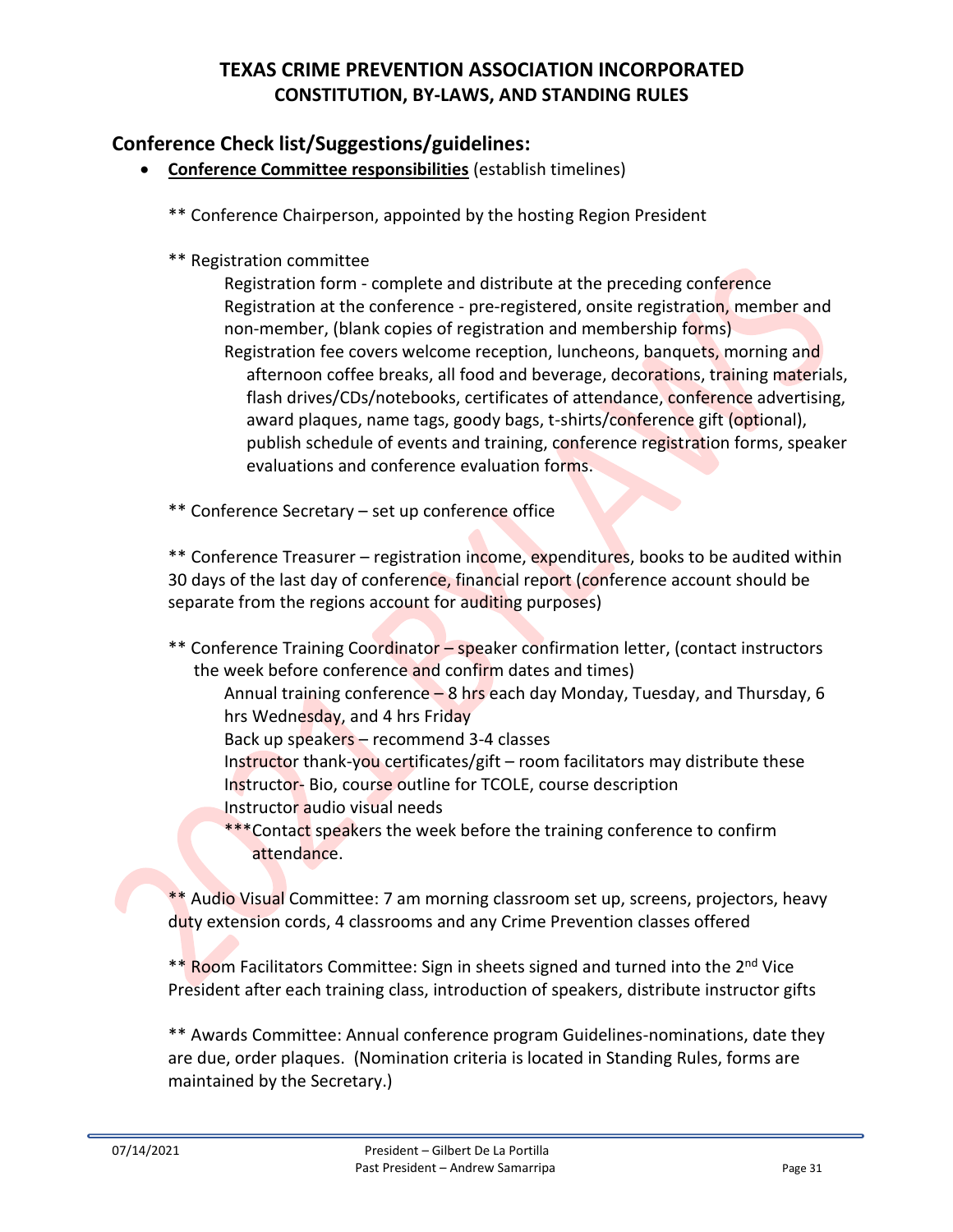## TEXAS CRIME PREVENTION ASSOCIATION INCORPORATED
### CONSTITUTION, BY-LAWS, AND STANDING RULES

## Conference Check list/Suggestions/guidelines:

- **Conference Committee responsibilities** (establish timelines)

  ** Conference Chairperson, appointed by the hosting Region President

  ** Registration committee

  Registration form - complete and distribute at the preceding conference
  Registration at the conference - pre-registered, onsite registration, member and non-member, (blank copies of registration and membership forms)
  Registration fee covers welcome reception, luncheons, banquets, morning and afternoon coffee breaks, all food and beverage, decorations, training materials, flash drives/CDs/notebooks, certificates of attendance, conference advertising, award plaques, name tags, goody bags, t-shirts/conference gift (optional), publish schedule of events and training, conference registration forms, speaker evaluations and conference evaluation forms.

  ** Conference Secretary – set up conference office

  ** Conference Treasurer – registration income, expenditures, books to be audited within 30 days of the last day of conference, financial report (conference account should be separate from the regions account for auditing purposes)

  ** Conference Training Coordinator – speaker confirmation letter, (contact instructors the week before conference and confirm dates and times)

  Annual training conference – 8 hrs each day Monday, Tuesday, and Thursday, 6 hrs Wednesday, and 4 hrs Friday
  Back up speakers – recommend 3-4 classes
  Instructor thank-you certificates/gift – room facilitators may distribute these
  Instructor- Bio, course outline for TCOLE, course description
  Instructor audio visual needs
  ***Contact speakers the week before the training conference to confirm attendance.

  ** Audio Visual Committee: 7 am morning classroom set up, screens, projectors, heavy duty extension cords, 4 classrooms and any Crime Prevention classes offered

  ** Room Facilitators Committee: Sign in sheets signed and turned into the 2nd Vice President after each training class, introduction of speakers, distribute instructor gifts

  ** Awards Committee: Annual conference program Guidelines-nominations, date they are due, order plaques. (Nomination criteria is located in Standing Rules, forms are maintained by the Secretary.)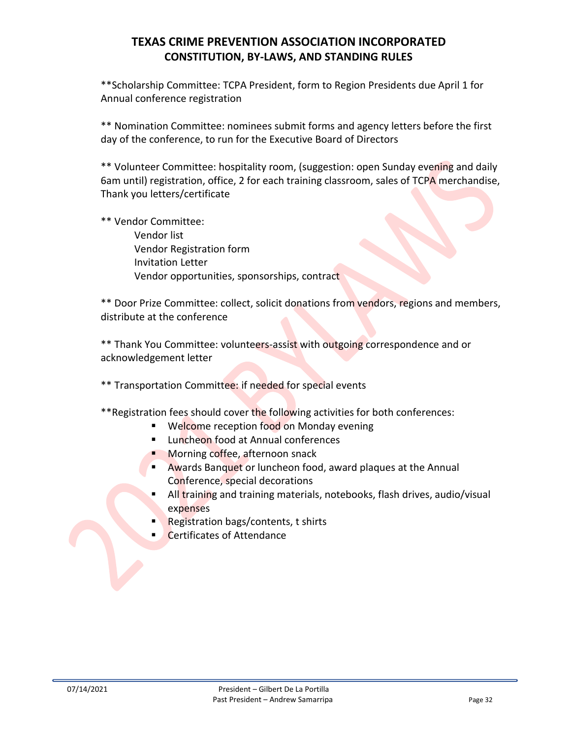**Scholarship Committee: TCPA President, form to Region Presidents due April 1 for Annual conference registration

** Nomination Committee: nominees submit forms and agency letters before the first day of the conference, to run for the Executive Board of Directors

** Volunteer Committee: hospitality room, (suggestion: open Sunday evening and daily 6am until) registration, office, 2 for each training classroom, sales of TCPA merchandise, Thank you letters/certificate

** Vendor Committee:

Vendor list
Vendor Registration form
Invitation Letter
Vendor opportunities, sponsorships, contract

** Door Prize Committee: collect, solicit donations from vendors, regions and members, distribute at the conference

** Thank You Committee: volunteers-assist with outgoing correspondence and or acknowledgement letter

** Transportation Committee: if needed for special events

**Registration fees should cover the following activities for both conferences:

- Welcome reception food on Monday evening
- Luncheon food at Annual conferences
- Morning coffee, afternoon snack
- Awards Banquet or luncheon food, award plaques at the Annual Conference, special decorations
- All training and training materials, notebooks, flash drives, audio/visual expenses
- Registration bags/contents, t shirts
- Certificates of Attendance